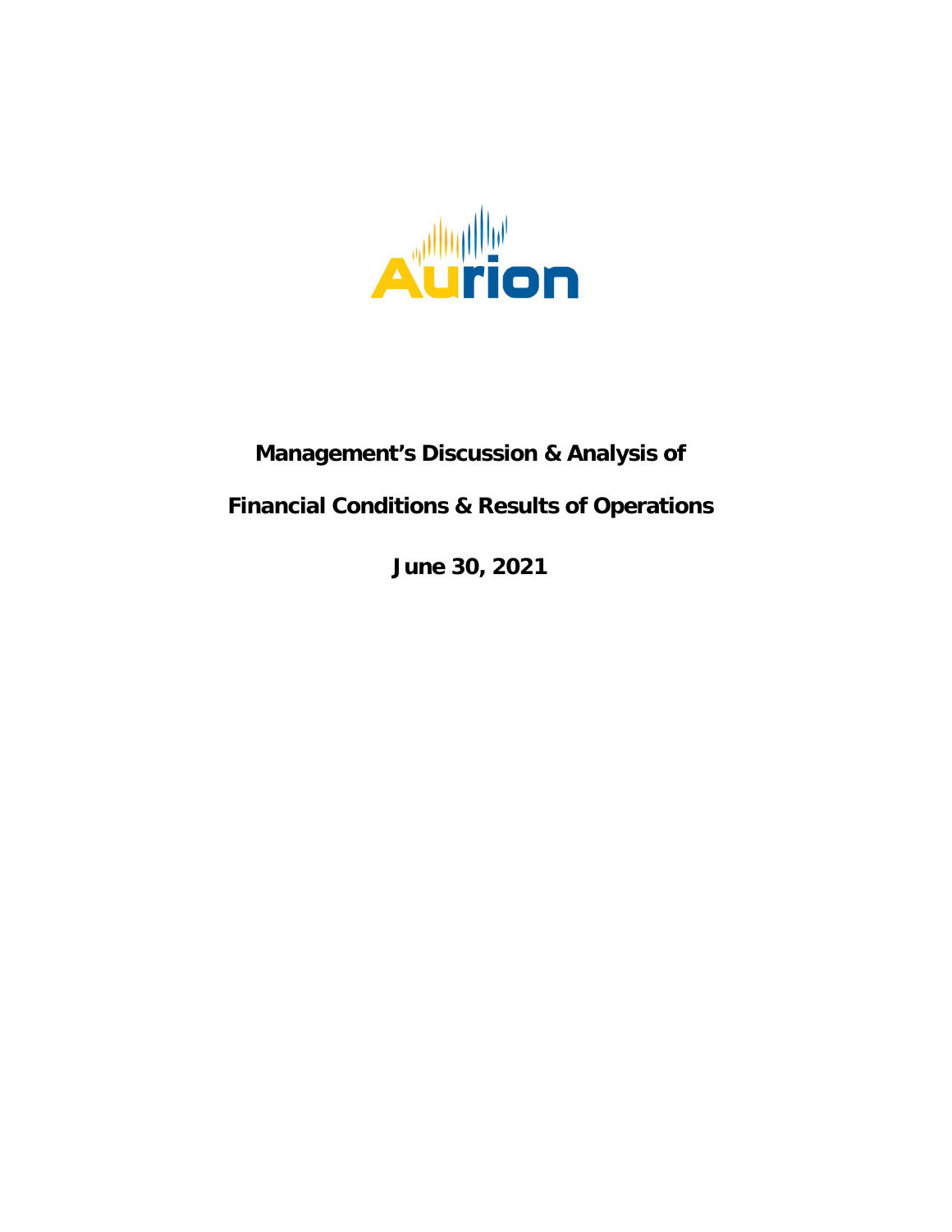Aurion

# Management's Discussion & Analysis of

# Financial Conditions & Results of Operations

## June 30, 2021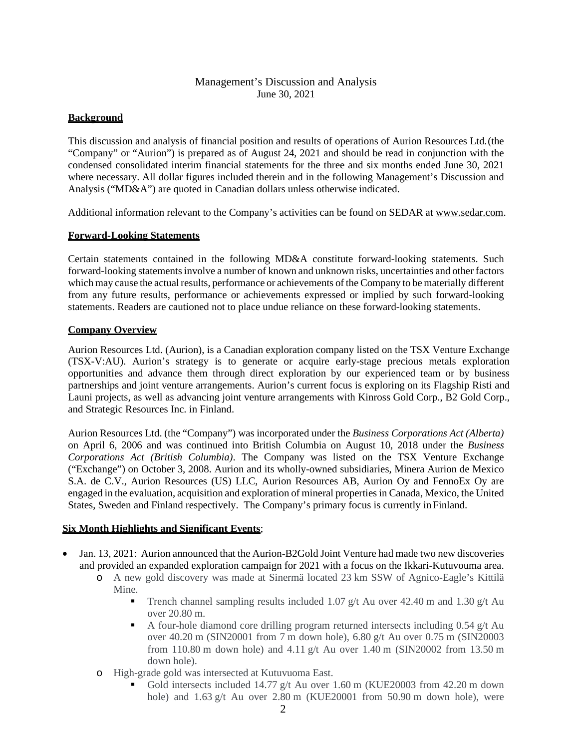# Management's Discussion and Analysis
June 30, 2021

## Background

This discussion and analysis of financial position and results of operations of Aurion Resources Ltd. (the "Company" or "Aurion") is prepared as of August 24, 2021 and should be read in conjunction with the condensed consolidated interim financial statements for the three and six months ended June 30, 2021 where necessary. All dollar figures included therein and in the following Management's Discussion and Analysis ("MD&A") are quoted in Canadian dollars unless otherwise indicated.

Additional information relevant to the Company's activities can be found on SEDAR at www.sedar.com.

## Forward-Looking Statements

Certain statements contained in the following MD&A constitute forward-looking statements. Such forward-looking statements involve a number of known and unknown risks, uncertainties and other factors which may cause the actual results, performance or achievements of the Company to be materially different from any future results, performance or achievements expressed or implied by such forward-looking statements. Readers are cautioned not to place undue reliance on these forward-looking statements.

## Company Overview

Aurion Resources Ltd. (Aurion), is a Canadian exploration company listed on the TSX Venture Exchange (TSX-V:AU). Aurion's strategy is to generate or acquire early-stage precious metals exploration opportunities and advance them through direct exploration by our experienced team or by business partnerships and joint venture arrangements. Aurion's current focus is exploring on its Flagship Risti and Launi projects, as well as advancing joint venture arrangements with Kinross Gold Corp., B2 Gold Corp., and Strategic Resources Inc. in Finland.

Aurion Resources Ltd. (the "Company") was incorporated under the *Business Corporations Act (Alberta)* on April 6, 2006 and was continued into British Columbia on August 10, 2018 under the *Business Corporations Act (British Columbia)*. The Company was listed on the TSX Venture Exchange ("Exchange") on October 3, 2008. Aurion and its wholly-owned subsidiaries, Minera Aurion de Mexico S.A. de C.V., Aurion Resources (US) LLC, Aurion Resources AB, Aurion Oy and FennoEx Oy are engaged in the evaluation, acquisition and exploration of mineral properties in Canada, Mexico, the United States, Sweden and Finland respectively. The Company's primary focus is currently in Finland.

## Six Month Highlights and Significant Events;

- Jan. 13, 2021: Aurion announced that the Aurion-B2Gold Joint Venture had made two new discoveries and provided an expanded exploration campaign for 2021 with a focus on the Ikkari-Kutuvouma area.
  - A new gold discovery was made at Sinermä located 23 km SSW of Agnico-Eagle's Kittilä Mine.
    - Trench channel sampling results included 1.07 g/t Au over 42.40 m and 1.30 g/t Au over 20.80 m.
    - A four-hole diamond core drilling program returned intersects including 0.54 g/t Au over 40.20 m (SIN20001 from 7 m down hole), 6.80 g/t Au over 0.75 m (SIN20003 from 110.80 m down hole) and 4.11 g/t Au over 1.40 m (SIN20002 from 13.50 m down hole).
  - High-grade gold was intersected at Kutuvuoma East.
    - Gold intersects included 14.77 g/t Au over 1.60 m (KUE20003 from 42.20 m down hole) and 1.63 g/t Au over 2.80 m (KUE20001 from 50.90 m down hole), were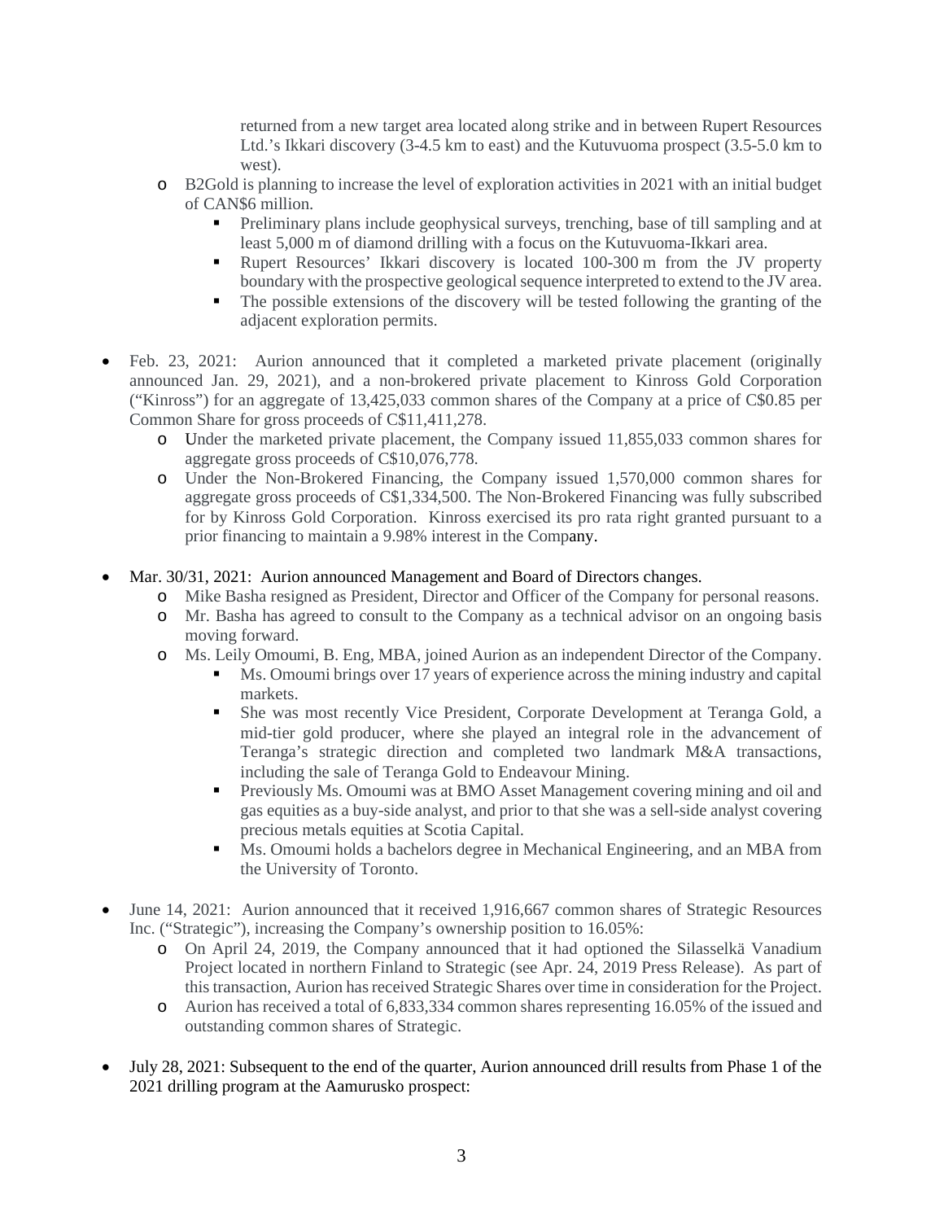returned from a new target area located along strike and in between Rupert Resources Ltd.'s Ikkari discovery (3-4.5 km to east) and the Kutuvuoma prospect (3.5-5.0 km to west).

  - B2Gold is planning to increase the level of exploration activities in 2021 with an initial budget of CAN$6 million.
    - Preliminary plans include geophysical surveys, trenching, base of till sampling and at least 5,000 m of diamond drilling with a focus on the Kutuvuoma-Ikkari area.
    - Rupert Resources' Ikkari discovery is located 100-300 m from the JV property boundary with the prospective geological sequence interpreted to extend to the JV area.
    - The possible extensions of the discovery will be tested following the granting of the adjacent exploration permits.

- Feb. 23, 2021: Aurion announced that it completed a marketed private placement (originally announced Jan. 29, 2021), and a non-brokered private placement to Kinross Gold Corporation ("Kinross") for an aggregate of 13,425,033 common shares of the Company at a price of C$0.85 per Common Share for gross proceeds of C$11,411,278.
  - Under the marketed private placement, the Company issued 11,855,033 common shares for aggregate gross proceeds of C$10,076,778.
  - Under the Non-Brokered Financing, the Company issued 1,570,000 common shares for aggregate gross proceeds of C$1,334,500. The Non-Brokered Financing was fully subscribed for by Kinross Gold Corporation. Kinross exercised its pro rata right granted pursuant to a prior financing to maintain a 9.98% interest in the Company.

- Mar. 30/31, 2021: Aurion announced Management and Board of Directors changes.
  - Mike Basha resigned as President, Director and Officer of the Company for personal reasons.
  - Mr. Basha has agreed to consult to the Company as a technical advisor on an ongoing basis moving forward.
  - Ms. Leily Omoumi, B. Eng, MBA, joined Aurion as an independent Director of the Company.
    - Ms. Omoumi brings over 17 years of experience across the mining industry and capital markets.
    - She was most recently Vice President, Corporate Development at Teranga Gold, a mid-tier gold producer, where she played an integral role in the advancement of Teranga's strategic direction and completed two landmark M&A transactions, including the sale of Teranga Gold to Endeavour Mining.
    - Previously Ms. Omoumi was at BMO Asset Management covering mining and oil and gas equities as a buy-side analyst, and prior to that she was a sell-side analyst covering precious metals equities at Scotia Capital.
    - Ms. Omoumi holds a bachelors degree in Mechanical Engineering, and an MBA from the University of Toronto.

- June 14, 2021: Aurion announced that it received 1,916,667 common shares of Strategic Resources Inc. ("Strategic"), increasing the Company's ownership position to 16.05%:
  - On April 24, 2019, the Company announced that it had optioned the Silasselkä Vanadium Project located in northern Finland to Strategic (see Apr. 24, 2019 Press Release). As part of this transaction, Aurion has received Strategic Shares over time in consideration for the Project.
  - Aurion has received a total of 6,833,334 common shares representing 16.05% of the issued and outstanding common shares of Strategic.

- July 28, 2021: Subsequent to the end of the quarter, Aurion announced drill results from Phase 1 of the 2021 drilling program at the Aamurusko prospect: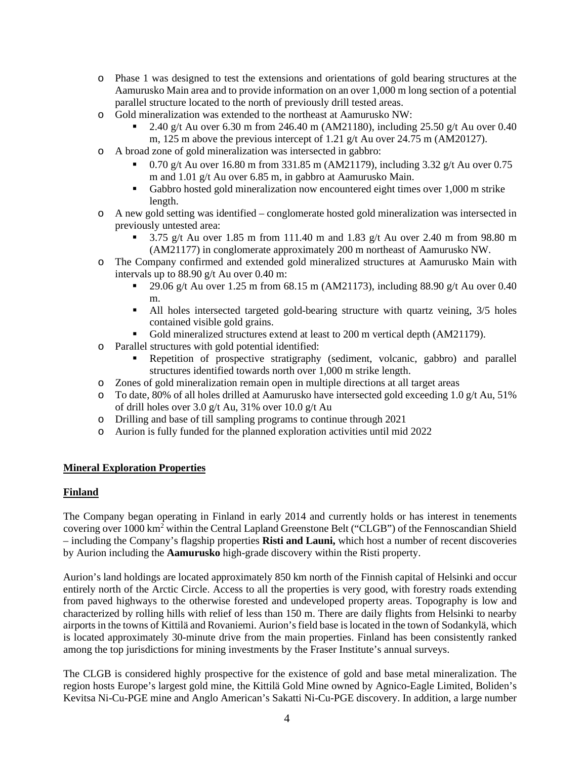- Phase 1 was designed to test the extensions and orientations of gold bearing structures at the Aamurusko Main area and to provide information on an over 1,000 m long section of a potential parallel structure located to the north of previously drill tested areas.
- Gold mineralization was extended to the northeast at Aamurusko NW:
  - 2.40 g/t Au over 6.30 m from 246.40 m (AM21180), including 25.50 g/t Au over 0.40 m, 125 m above the previous intercept of 1.21 g/t Au over 24.75 m (AM20127).
- A broad zone of gold mineralization was intersected in gabbro:
  - 0.70 g/t Au over 16.80 m from 331.85 m (AM21179), including 3.32 g/t Au over 0.75 m and 1.01 g/t Au over 6.85 m, in gabbro at Aamurusko Main.
  - Gabbro hosted gold mineralization now encountered eight times over 1,000 m strike length.
- A new gold setting was identified – conglomerate hosted gold mineralization was intersected in previously untested area:
  - 3.75 g/t Au over 1.85 m from 111.40 m and 1.83 g/t Au over 2.40 m from 98.80 m (AM21177) in conglomerate approximately 200 m northeast of Aamurusko NW.
- The Company confirmed and extended gold mineralized structures at Aamurusko Main with intervals up to 88.90 g/t Au over 0.40 m:
  - 29.06 g/t Au over 1.25 m from 68.15 m (AM21173), including 88.90 g/t Au over 0.40 m.
  - All holes intersected targeted gold-bearing structure with quartz veining, 3/5 holes contained visible gold grains.
  - Gold mineralized structures extend at least to 200 m vertical depth (AM21179).
- Parallel structures with gold potential identified:
  - Repetition of prospective stratigraphy (sediment, volcanic, gabbro) and parallel structures identified towards north over 1,000 m strike length.
- Zones of gold mineralization remain open in multiple directions at all target areas
- To date, 80% of all holes drilled at Aamurusko have intersected gold exceeding 1.0 g/t Au, 51% of drill holes over 3.0 g/t Au, 31% over 10.0 g/t Au
- Drilling and base of till sampling programs to continue through 2021
- Aurion is fully funded for the planned exploration activities until mid 2022

## Mineral Exploration Properties

### Finland

The Company began operating in Finland in early 2014 and currently holds or has interest in tenements covering over 1000 km$^2$ within the Central Lapland Greenstone Belt ("CLGB") of the Fennoscandian Shield – including the Company's flagship properties **Risti and Launi,** which host a number of recent discoveries by Aurion including the **Aamurusko** high-grade discovery within the Risti property.

Aurion's land holdings are located approximately 850 km north of the Finnish capital of Helsinki and occur entirely north of the Arctic Circle. Access to all the properties is very good, with forestry roads extending from paved highways to the otherwise forested and undeveloped property areas. Topography is low and characterized by rolling hills with relief of less than 150 m. There are daily flights from Helsinki to nearby airports in the towns of Kittilä and Rovaniemi. Aurion's field base is located in the town of Sodankylä, which is located approximately 30-minute drive from the main properties. Finland has been consistently ranked among the top jurisdictions for mining investments by the Fraser Institute's annual surveys.

The CLGB is considered highly prospective for the existence of gold and base metal mineralization. The region hosts Europe's largest gold mine, the Kittilä Gold Mine owned by Agnico-Eagle Limited, Boliden's Kevitsa Ni-Cu-PGE mine and Anglo American's Sakatti Ni-Cu-PGE discovery. In addition, a large number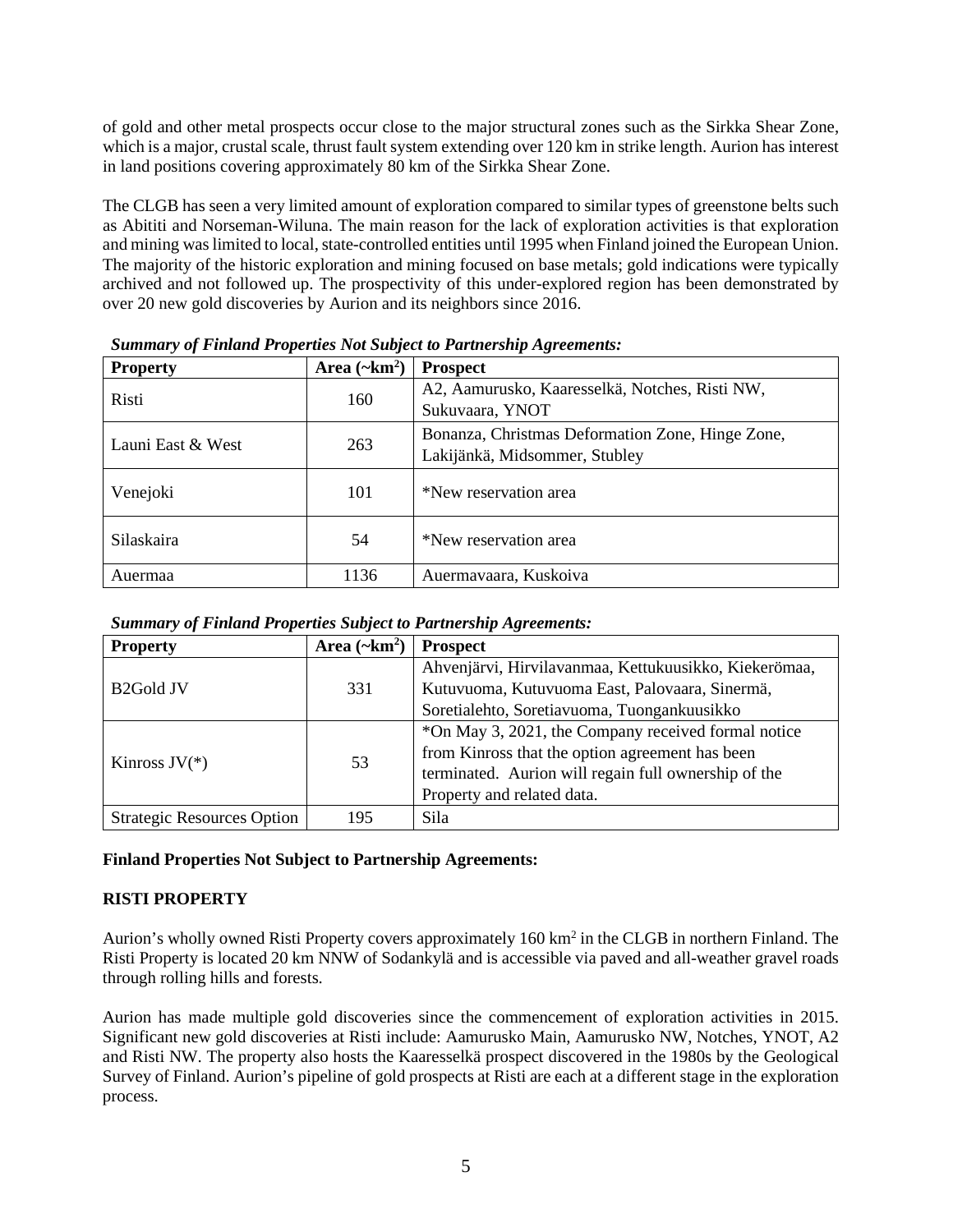of gold and other metal prospects occur close to the major structural zones such as the Sirkka Shear Zone, which is a major, crustal scale, thrust fault system extending over 120 km in strike length. Aurion has interest in land positions covering approximately 80 km of the Sirkka Shear Zone.

The CLGB has seen a very limited amount of exploration compared to similar types of greenstone belts such as Abititi and Norseman-Wiluna. The main reason for the lack of exploration activities is that exploration and mining was limited to local, state-controlled entities until 1995 when Finland joined the European Union. The majority of the historic exploration and mining focused on base metals; gold indications were typically archived and not followed up. The prospectivity of this under-explored region has been demonstrated by over 20 new gold discoveries by Aurion and its neighbors since 2016.

***Summary of Finland Properties Not Subject to Partnership Agreements:***

| Property | Area (~km$^2$) | Prospect |
|---|---|---|
| Risti | 160 | A2, Aamurusko, Kaaresselkä, Notches, Risti NW, Sukuvaara, YNOT |
| Launi East & West | 263 | Bonanza, Christmas Deformation Zone, Hinge Zone, Lakijänkä, Midsommer, Stubley |
| Venejoki | 101 | *New reservation area |
| Silaskaira | 54 | *New reservation area |
| Auermaa | 1136 | Auermavaara, Kuskoiva |

***Summary of Finland Properties Subject to Partnership Agreements:***

| Property | Area (~km$^2$) | Prospect |
|---|---|---|
| B2Gold JV | 331 | Ahvenjärvi, Hirvilavanmaa, Kettukuusikko, Kiekerömaa, Kutuvuoma, Kutuvuoma East, Palovaara, Sinermä, Soretialehto, Soretiavuoma, Tuongankuusikko |
| Kinross JV(*) | 53 | *On May 3, 2021, the Company received formal notice from Kinross that the option agreement has been terminated. Aurion will regain full ownership of the Property and related data. |
| Strategic Resources Option | 195 | Sila |

**Finland Properties Not Subject to Partnership Agreements:**

**RISTI PROPERTY**

Aurion's wholly owned Risti Property covers approximately 160 km$^2$ in the CLGB in northern Finland. The Risti Property is located 20 km NNW of Sodankylä and is accessible via paved and all-weather gravel roads through rolling hills and forests.

Aurion has made multiple gold discoveries since the commencement of exploration activities in 2015. Significant new gold discoveries at Risti include: Aamurusko Main, Aamurusko NW, Notches, YNOT, A2 and Risti NW. The property also hosts the Kaaresselkä prospect discovered in the 1980s by the Geological Survey of Finland. Aurion's pipeline of gold prospects at Risti are each at a different stage in the exploration process.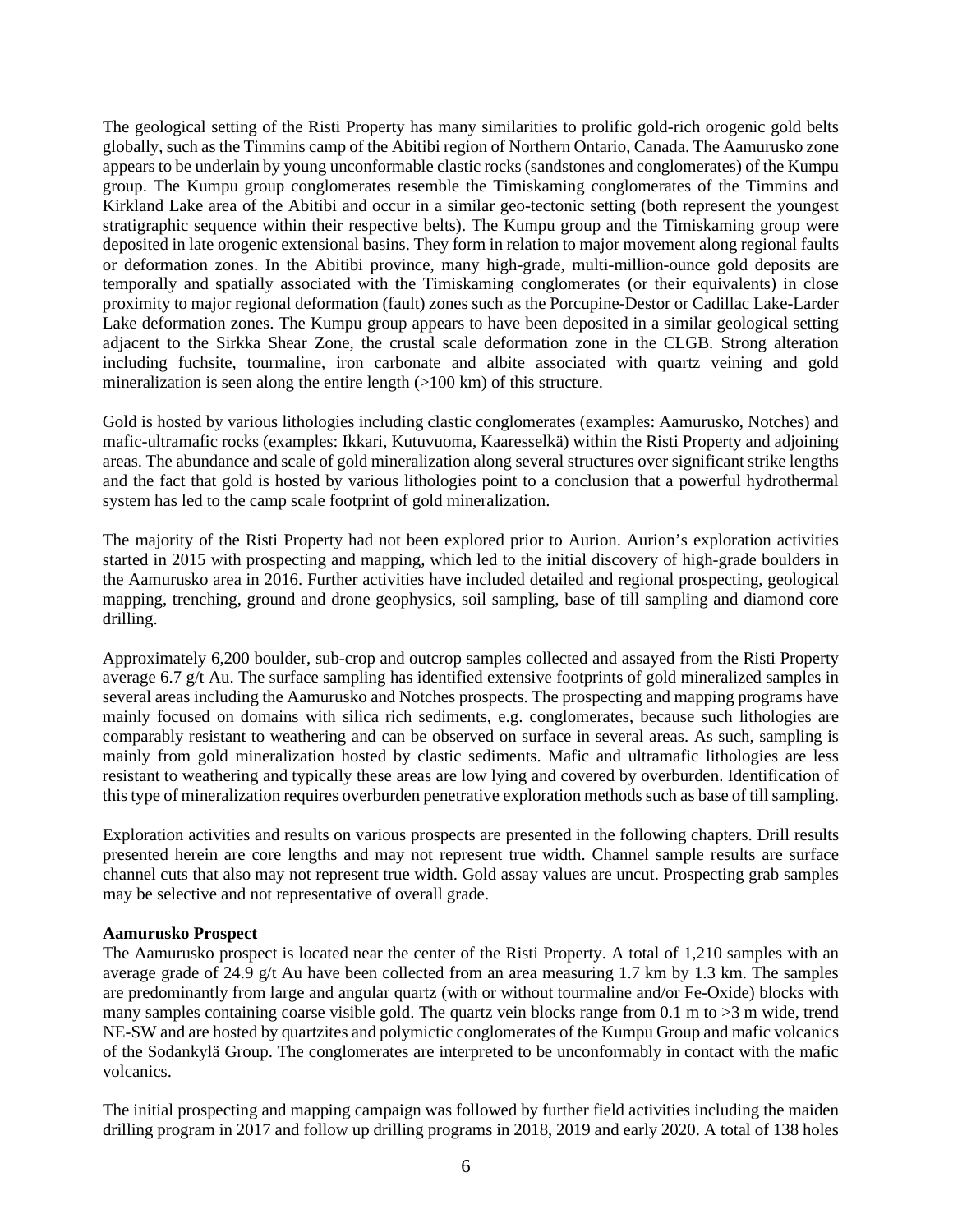The geological setting of the Risti Property has many similarities to prolific gold-rich orogenic gold belts globally, such as the Timmins camp of the Abitibi region of Northern Ontario, Canada. The Aamurusko zone appears to be underlain by young unconformable clastic rocks (sandstones and conglomerates) of the Kumpu group. The Kumpu group conglomerates resemble the Timiskaming conglomerates of the Timmins and Kirkland Lake area of the Abitibi and occur in a similar geo-tectonic setting (both represent the youngest stratigraphic sequence within their respective belts). The Kumpu group and the Timiskaming group were deposited in late orogenic extensional basins. They form in relation to major movement along regional faults or deformation zones. In the Abitibi province, many high-grade, multi-million-ounce gold deposits are temporally and spatially associated with the Timiskaming conglomerates (or their equivalents) in close proximity to major regional deformation (fault) zones such as the Porcupine-Destor or Cadillac Lake-Larder Lake deformation zones. The Kumpu group appears to have been deposited in a similar geological setting adjacent to the Sirkka Shear Zone, the crustal scale deformation zone in the CLGB. Strong alteration including fuchsite, tourmaline, iron carbonate and albite associated with quartz veining and gold mineralization is seen along the entire length (>100 km) of this structure.

Gold is hosted by various lithologies including clastic conglomerates (examples: Aamurusko, Notches) and mafic-ultramafic rocks (examples: Ikkari, Kutuvuoma, Kaaresselkä) within the Risti Property and adjoining areas. The abundance and scale of gold mineralization along several structures over significant strike lengths and the fact that gold is hosted by various lithologies point to a conclusion that a powerful hydrothermal system has led to the camp scale footprint of gold mineralization.

The majority of the Risti Property had not been explored prior to Aurion. Aurion's exploration activities started in 2015 with prospecting and mapping, which led to the initial discovery of high-grade boulders in the Aamurusko area in 2016. Further activities have included detailed and regional prospecting, geological mapping, trenching, ground and drone geophysics, soil sampling, base of till sampling and diamond core drilling.

Approximately 6,200 boulder, sub-crop and outcrop samples collected and assayed from the Risti Property average 6.7 g/t Au. The surface sampling has identified extensive footprints of gold mineralized samples in several areas including the Aamurusko and Notches prospects. The prospecting and mapping programs have mainly focused on domains with silica rich sediments, e.g. conglomerates, because such lithologies are comparably resistant to weathering and can be observed on surface in several areas. As such, sampling is mainly from gold mineralization hosted by clastic sediments. Mafic and ultramafic lithologies are less resistant to weathering and typically these areas are low lying and covered by overburden. Identification of this type of mineralization requires overburden penetrative exploration methods such as base of till sampling.

Exploration activities and results on various prospects are presented in the following chapters. Drill results presented herein are core lengths and may not represent true width. Channel sample results are surface channel cuts that also may not represent true width. Gold assay values are uncut. Prospecting grab samples may be selective and not representative of overall grade.

**Aamurusko Prospect**

The Aamurusko prospect is located near the center of the Risti Property. A total of 1,210 samples with an average grade of 24.9 g/t Au have been collected from an area measuring 1.7 km by 1.3 km. The samples are predominantly from large and angular quartz (with or without tourmaline and/or Fe-Oxide) blocks with many samples containing coarse visible gold. The quartz vein blocks range from 0.1 m to >3 m wide, trend NE-SW and are hosted by quartzites and polymictic conglomerates of the Kumpu Group and mafic volcanics of the Sodankylä Group. The conglomerates are interpreted to be unconformably in contact with the mafic volcanics.

The initial prospecting and mapping campaign was followed by further field activities including the maiden drilling program in 2017 and follow up drilling programs in 2018, 2019 and early 2020. A total of 138 holes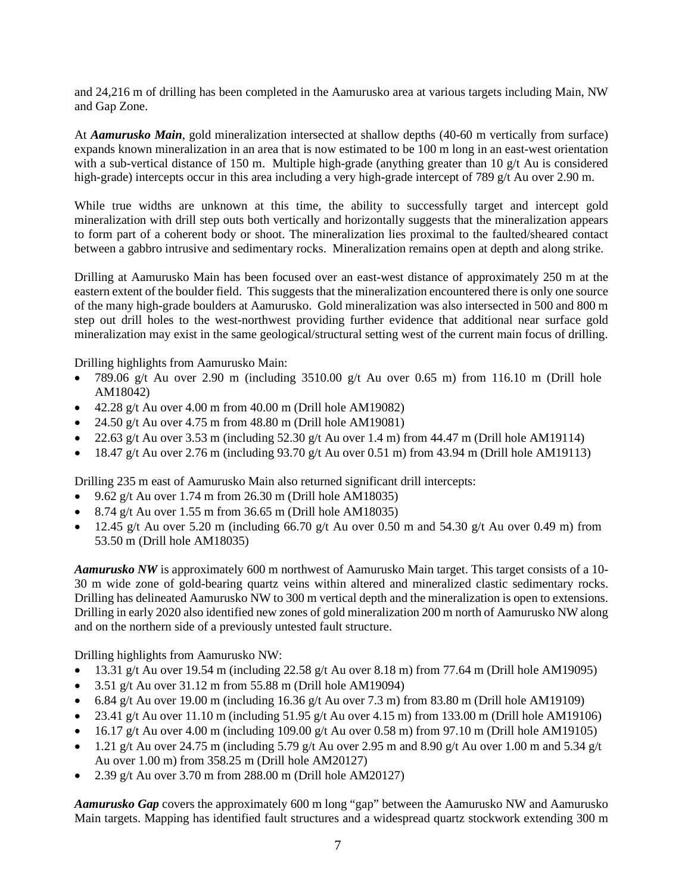and 24,216 m of drilling has been completed in the Aamurusko area at various targets including Main, NW and Gap Zone.

At ***Aamurusko Main***, gold mineralization intersected at shallow depths (40-60 m vertically from surface) expands known mineralization in an area that is now estimated to be 100 m long in an east-west orientation with a sub-vertical distance of 150 m. Multiple high-grade (anything greater than 10 g/t Au is considered high-grade) intercepts occur in this area including a very high-grade intercept of 789 g/t Au over 2.90 m.

While true widths are unknown at this time, the ability to successfully target and intercept gold mineralization with drill step outs both vertically and horizontally suggests that the mineralization appears to form part of a coherent body or shoot. The mineralization lies proximal to the faulted/sheared contact between a gabbro intrusive and sedimentary rocks. Mineralization remains open at depth and along strike.

Drilling at Aamurusko Main has been focused over an east-west distance of approximately 250 m at the eastern extent of the boulder field. This suggests that the mineralization encountered there is only one source of the many high-grade boulders at Aamurusko. Gold mineralization was also intersected in 500 and 800 m step out drill holes to the west-northwest providing further evidence that additional near surface gold mineralization may exist in the same geological/structural setting west of the current main focus of drilling.

Drilling highlights from Aamurusko Main:

- 789.06 g/t Au over 2.90 m (including 3510.00 g/t Au over 0.65 m) from 116.10 m (Drill hole AM18042)
- 42.28 g/t Au over 4.00 m from 40.00 m (Drill hole AM19082)
- 24.50 g/t Au over 4.75 m from 48.80 m (Drill hole AM19081)
- 22.63 g/t Au over 3.53 m (including 52.30 g/t Au over 1.4 m) from 44.47 m (Drill hole AM19114)
- 18.47 g/t Au over 2.76 m (including 93.70 g/t Au over 0.51 m) from 43.94 m (Drill hole AM19113)

Drilling 235 m east of Aamurusko Main also returned significant drill intercepts:

- 9.62 g/t Au over 1.74 m from 26.30 m (Drill hole AM18035)
- 8.74 g/t Au over 1.55 m from 36.65 m (Drill hole AM18035)
- 12.45 g/t Au over 5.20 m (including 66.70 g/t Au over 0.50 m and 54.30 g/t Au over 0.49 m) from 53.50 m (Drill hole AM18035)

***Aamurusko NW*** is approximately 600 m northwest of Aamurusko Main target. This target consists of a 10-30 m wide zone of gold-bearing quartz veins within altered and mineralized clastic sedimentary rocks. Drilling has delineated Aamurusko NW to 300 m vertical depth and the mineralization is open to extensions. Drilling in early 2020 also identified new zones of gold mineralization 200 m north of Aamurusko NW along and on the northern side of a previously untested fault structure.

Drilling highlights from Aamurusko NW:

- 13.31 g/t Au over 19.54 m (including 22.58 g/t Au over 8.18 m) from 77.64 m (Drill hole AM19095)
- 3.51 g/t Au over 31.12 m from 55.88 m (Drill hole AM19094)
- 6.84 g/t Au over 19.00 m (including 16.36 g/t Au over 7.3 m) from 83.80 m (Drill hole AM19109)
- 23.41 g/t Au over 11.10 m (including 51.95 g/t Au over 4.15 m) from 133.00 m (Drill hole AM19106)
- 16.17 g/t Au over 4.00 m (including 109.00 g/t Au over 0.58 m) from 97.10 m (Drill hole AM19105)
- 1.21 g/t Au over 24.75 m (including 5.79 g/t Au over 2.95 m and 8.90 g/t Au over 1.00 m and 5.34 g/t Au over 1.00 m) from 358.25 m (Drill hole AM20127)
- 2.39 g/t Au over 3.70 m from 288.00 m (Drill hole AM20127)

***Aamurusko Gap*** covers the approximately 600 m long "gap" between the Aamurusko NW and Aamurusko Main targets. Mapping has identified fault structures and a widespread quartz stockwork extending 300 m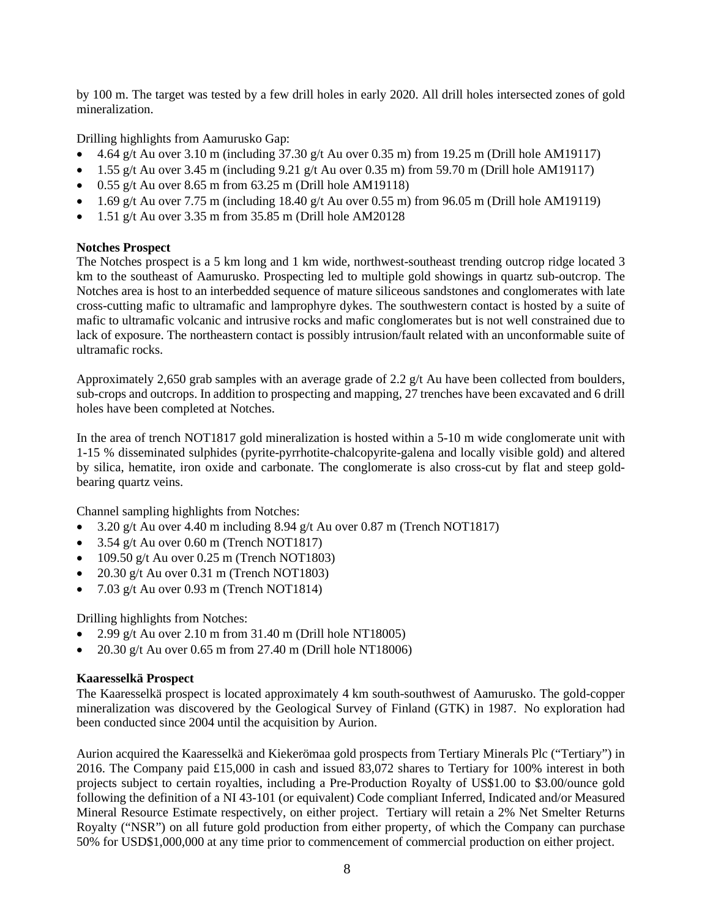by 100 m. The target was tested by a few drill holes in early 2020. All drill holes intersected zones of gold mineralization.

Drilling highlights from Aamurusko Gap:

- 4.64 g/t Au over 3.10 m (including 37.30 g/t Au over 0.35 m) from 19.25 m (Drill hole AM19117)
- 1.55 g/t Au over 3.45 m (including 9.21 g/t Au over 0.35 m) from 59.70 m (Drill hole AM19117)
- 0.55 g/t Au over 8.65 m from 63.25 m (Drill hole AM19118)
- 1.69 g/t Au over 7.75 m (including 18.40 g/t Au over 0.55 m) from 96.05 m (Drill hole AM19119)
- 1.51 g/t Au over 3.35 m from 35.85 m (Drill hole AM20128

**Notches Prospect**

The Notches prospect is a 5 km long and 1 km wide, northwest-southeast trending outcrop ridge located 3 km to the southeast of Aamurusko. Prospecting led to multiple gold showings in quartz sub-outcrop. The Notches area is host to an interbedded sequence of mature siliceous sandstones and conglomerates with late cross-cutting mafic to ultramafic and lamprophyre dykes. The southwestern contact is hosted by a suite of mafic to ultramafic volcanic and intrusive rocks and mafic conglomerates but is not well constrained due to lack of exposure. The northeastern contact is possibly intrusion/fault related with an unconformable suite of ultramafic rocks.

Approximately 2,650 grab samples with an average grade of 2.2 g/t Au have been collected from boulders, sub-crops and outcrops. In addition to prospecting and mapping, 27 trenches have been excavated and 6 drill holes have been completed at Notches.

In the area of trench NOT1817 gold mineralization is hosted within a 5-10 m wide conglomerate unit with 1-15 % disseminated sulphides (pyrite-pyrrhotite-chalcopyrite-galena and locally visible gold) and altered by silica, hematite, iron oxide and carbonate. The conglomerate is also cross-cut by flat and steep gold-bearing quartz veins.

Channel sampling highlights from Notches:

- 3.20 g/t Au over 4.40 m including 8.94 g/t Au over 0.87 m (Trench NOT1817)
- 3.54 g/t Au over 0.60 m (Trench NOT1817)
- 109.50 g/t Au over 0.25 m (Trench NOT1803)
- 20.30 g/t Au over 0.31 m (Trench NOT1803)
- 7.03 g/t Au over 0.93 m (Trench NOT1814)

Drilling highlights from Notches:

- 2.99 g/t Au over 2.10 m from 31.40 m (Drill hole NT18005)
- 20.30 g/t Au over 0.65 m from 27.40 m (Drill hole NT18006)

**Kaaresselkä Prospect**

The Kaaresselkä prospect is located approximately 4 km south-southwest of Aamurusko. The gold-copper mineralization was discovered by the Geological Survey of Finland (GTK) in 1987. No exploration had been conducted since 2004 until the acquisition by Aurion.

Aurion acquired the Kaaresselkä and Kiekerömaa gold prospects from Tertiary Minerals Plc ("Tertiary") in 2016. The Company paid £15,000 in cash and issued 83,072 shares to Tertiary for 100% interest in both projects subject to certain royalties, including a Pre-Production Royalty of US$1.00 to $3.00/ounce gold following the definition of a NI 43-101 (or equivalent) Code compliant Inferred, Indicated and/or Measured Mineral Resource Estimate respectively, on either project. Tertiary will retain a 2% Net Smelter Returns Royalty ("NSR") on all future gold production from either property, of which the Company can purchase 50% for USD$1,000,000 at any time prior to commencement of commercial production on either project.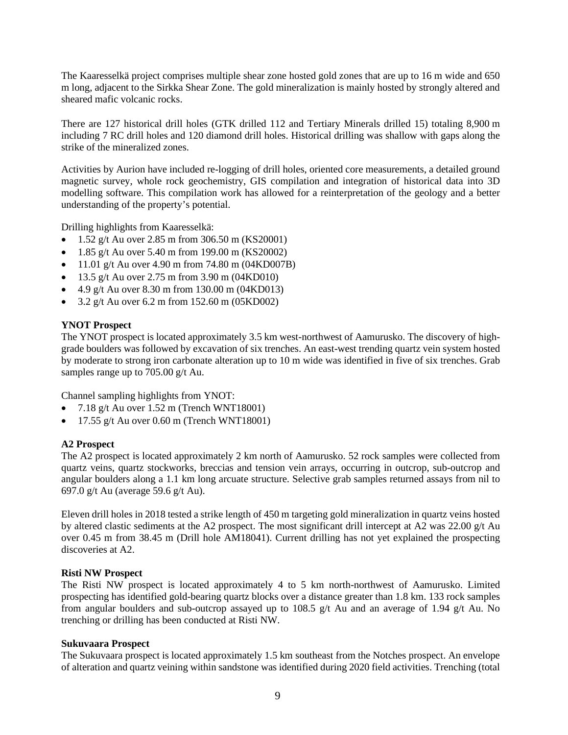The Kaaresselkä project comprises multiple shear zone hosted gold zones that are up to 16 m wide and 650 m long, adjacent to the Sirkka Shear Zone. The gold mineralization is mainly hosted by strongly altered and sheared mafic volcanic rocks.

There are 127 historical drill holes (GTK drilled 112 and Tertiary Minerals drilled 15) totaling 8,900 m including 7 RC drill holes and 120 diamond drill holes. Historical drilling was shallow with gaps along the strike of the mineralized zones.

Activities by Aurion have included re-logging of drill holes, oriented core measurements, a detailed ground magnetic survey, whole rock geochemistry, GIS compilation and integration of historical data into 3D modelling software. This compilation work has allowed for a reinterpretation of the geology and a better understanding of the property's potential.

Drilling highlights from Kaaresselkä:

- 1.52 g/t Au over 2.85 m from 306.50 m (KS20001)
- 1.85 g/t Au over 5.40 m from 199.00 m (KS20002)
- 11.01 g/t Au over 4.90 m from 74.80 m (04KD007B)
- 13.5 g/t Au over 2.75 m from 3.90 m (04KD010)
- 4.9 g/t Au over 8.30 m from 130.00 m (04KD013)
- 3.2 g/t Au over 6.2 m from 152.60 m (05KD002)

**YNOT Prospect**

The YNOT prospect is located approximately 3.5 km west-northwest of Aamurusko. The discovery of high-grade boulders was followed by excavation of six trenches. An east-west trending quartz vein system hosted by moderate to strong iron carbonate alteration up to 10 m wide was identified in five of six trenches. Grab samples range up to 705.00 g/t Au.

Channel sampling highlights from YNOT:

- 7.18 g/t Au over 1.52 m (Trench WNT18001)
- 17.55 g/t Au over 0.60 m (Trench WNT18001)

**A2 Prospect**

The A2 prospect is located approximately 2 km north of Aamurusko. 52 rock samples were collected from quartz veins, quartz stockworks, breccias and tension vein arrays, occurring in outcrop, sub-outcrop and angular boulders along a 1.1 km long arcuate structure. Selective grab samples returned assays from nil to 697.0 g/t Au (average 59.6 g/t Au).

Eleven drill holes in 2018 tested a strike length of 450 m targeting gold mineralization in quartz veins hosted by altered clastic sediments at the A2 prospect. The most significant drill intercept at A2 was 22.00 g/t Au over 0.45 m from 38.45 m (Drill hole AM18041). Current drilling has not yet explained the prospecting discoveries at A2.

**Risti NW Prospect**

The Risti NW prospect is located approximately 4 to 5 km north-northwest of Aamurusko. Limited prospecting has identified gold-bearing quartz blocks over a distance greater than 1.8 km. 133 rock samples from angular boulders and sub-outcrop assayed up to 108.5 g/t Au and an average of 1.94 g/t Au. No trenching or drilling has been conducted at Risti NW.

**Sukuvaara Prospect**

The Sukuvaara prospect is located approximately 1.5 km southeast from the Notches prospect. An envelope of alteration and quartz veining within sandstone was identified during 2020 field activities. Trenching (total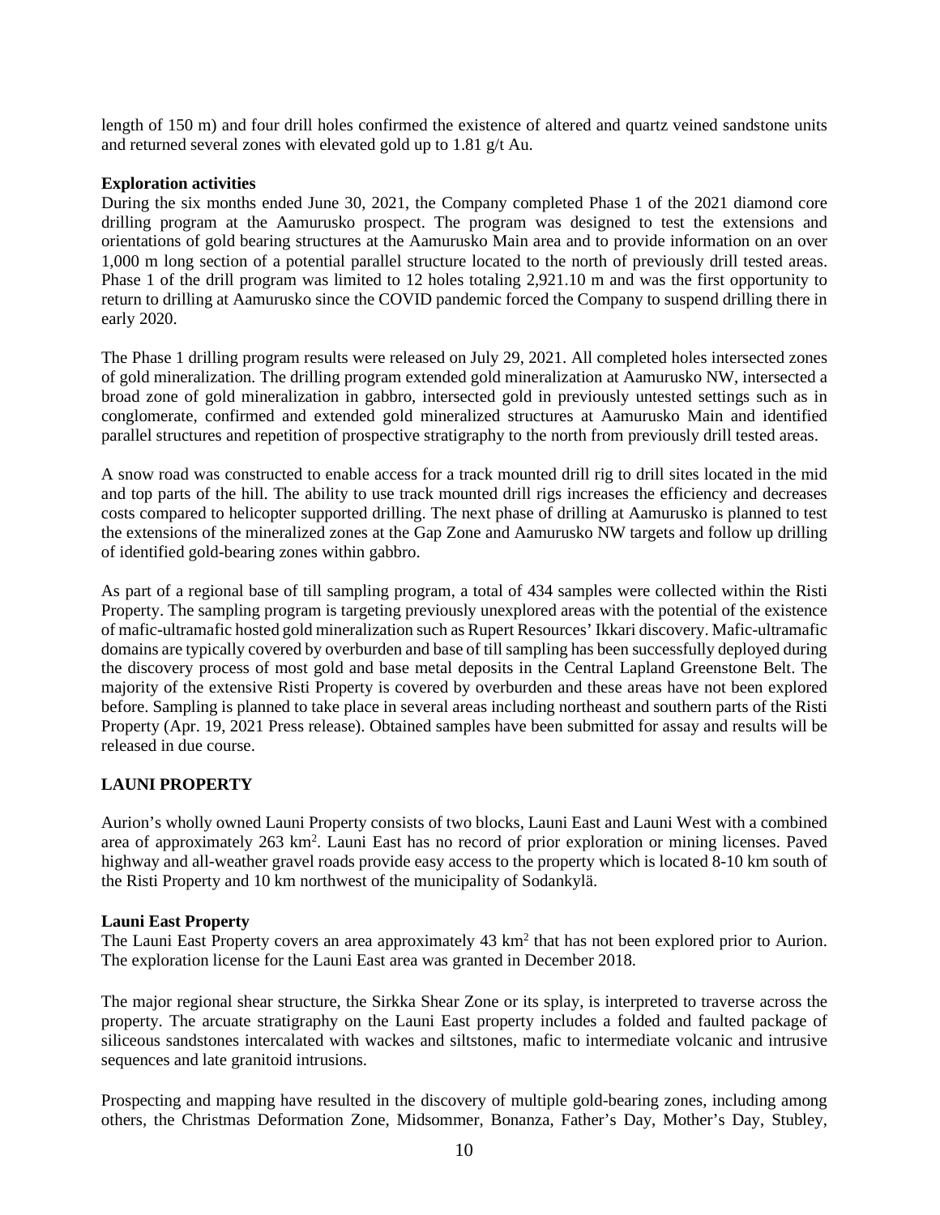length of 150 m) and four drill holes confirmed the existence of altered and quartz veined sandstone units and returned several zones with elevated gold up to 1.81 g/t Au.

**Exploration activities**

During the six months ended June 30, 2021, the Company completed Phase 1 of the 2021 diamond core drilling program at the Aamurusko prospect. The program was designed to test the extensions and orientations of gold bearing structures at the Aamurusko Main area and to provide information on an over 1,000 m long section of a potential parallel structure located to the north of previously drill tested areas. Phase 1 of the drill program was limited to 12 holes totaling 2,921.10 m and was the first opportunity to return to drilling at Aamurusko since the COVID pandemic forced the Company to suspend drilling there in early 2020.

The Phase 1 drilling program results were released on July 29, 2021. All completed holes intersected zones of gold mineralization. The drilling program extended gold mineralization at Aamurusko NW, intersected a broad zone of gold mineralization in gabbro, intersected gold in previously untested settings such as in conglomerate, confirmed and extended gold mineralized structures at Aamurusko Main and identified parallel structures and repetition of prospective stratigraphy to the north from previously drill tested areas.

A snow road was constructed to enable access for a track mounted drill rig to drill sites located in the mid and top parts of the hill. The ability to use track mounted drill rigs increases the efficiency and decreases costs compared to helicopter supported drilling. The next phase of drilling at Aamurusko is planned to test the extensions of the mineralized zones at the Gap Zone and Aamurusko NW targets and follow up drilling of identified gold-bearing zones within gabbro.

As part of a regional base of till sampling program, a total of 434 samples were collected within the Risti Property. The sampling program is targeting previously unexplored areas with the potential of the existence of mafic-ultramafic hosted gold mineralization such as Rupert Resources' Ikkari discovery. Mafic-ultramafic domains are typically covered by overburden and base of till sampling has been successfully deployed during the discovery process of most gold and base metal deposits in the Central Lapland Greenstone Belt. The majority of the extensive Risti Property is covered by overburden and these areas have not been explored before. Sampling is planned to take place in several areas including northeast and southern parts of the Risti Property (Apr. 19, 2021 Press release). Obtained samples have been submitted for assay and results will be released in due course.

## LAUNI PROPERTY

Aurion's wholly owned Launi Property consists of two blocks, Launi East and Launi West with a combined area of approximately 263 km$^2$. Launi East has no record of prior exploration or mining licenses. Paved highway and all-weather gravel roads provide easy access to the property which is located 8-10 km south of the Risti Property and 10 km northwest of the municipality of Sodankylä.

**Launi East Property**

The Launi East Property covers an area approximately 43 km$^2$ that has not been explored prior to Aurion. The exploration license for the Launi East area was granted in December 2018.

The major regional shear structure, the Sirkka Shear Zone or its splay, is interpreted to traverse across the property. The arcuate stratigraphy on the Launi East property includes a folded and faulted package of siliceous sandstones intercalated with wackes and siltstones, mafic to intermediate volcanic and intrusive sequences and late granitoid intrusions.

Prospecting and mapping have resulted in the discovery of multiple gold-bearing zones, including among others, the Christmas Deformation Zone, Midsommer, Bonanza, Father's Day, Mother's Day, Stubley,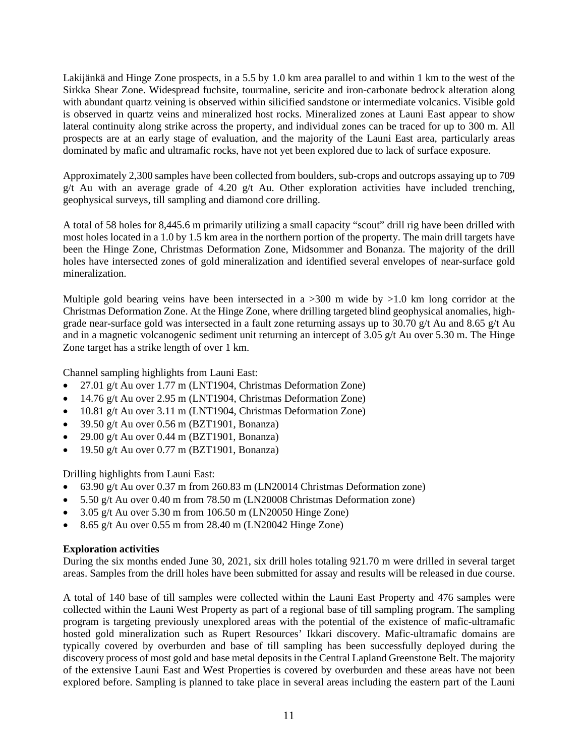Lakijänkä and Hinge Zone prospects, in a 5.5 by 1.0 km area parallel to and within 1 km to the west of the Sirkka Shear Zone. Widespread fuchsite, tourmaline, sericite and iron-carbonate bedrock alteration along with abundant quartz veining is observed within silicified sandstone or intermediate volcanics. Visible gold is observed in quartz veins and mineralized host rocks. Mineralized zones at Launi East appear to show lateral continuity along strike across the property, and individual zones can be traced for up to 300 m. All prospects are at an early stage of evaluation, and the majority of the Launi East area, particularly areas dominated by mafic and ultramafic rocks, have not yet been explored due to lack of surface exposure.

Approximately 2,300 samples have been collected from boulders, sub-crops and outcrops assaying up to 709 g/t Au with an average grade of 4.20 g/t Au. Other exploration activities have included trenching, geophysical surveys, till sampling and diamond core drilling.

A total of 58 holes for 8,445.6 m primarily utilizing a small capacity "scout" drill rig have been drilled with most holes located in a 1.0 by 1.5 km area in the northern portion of the property. The main drill targets have been the Hinge Zone, Christmas Deformation Zone, Midsommer and Bonanza. The majority of the drill holes have intersected zones of gold mineralization and identified several envelopes of near-surface gold mineralization.

Multiple gold bearing veins have been intersected in a >300 m wide by >1.0 km long corridor at the Christmas Deformation Zone. At the Hinge Zone, where drilling targeted blind geophysical anomalies, high-grade near-surface gold was intersected in a fault zone returning assays up to 30.70 g/t Au and 8.65 g/t Au and in a magnetic volcanogenic sediment unit returning an intercept of 3.05 g/t Au over 5.30 m. The Hinge Zone target has a strike length of over 1 km.

Channel sampling highlights from Launi East:

- 27.01 g/t Au over 1.77 m (LNT1904, Christmas Deformation Zone)
- 14.76 g/t Au over 2.95 m (LNT1904, Christmas Deformation Zone)
- 10.81 g/t Au over 3.11 m (LNT1904, Christmas Deformation Zone)
- 39.50 g/t Au over 0.56 m (BZT1901, Bonanza)
- 29.00 g/t Au over 0.44 m (BZT1901, Bonanza)
- 19.50 g/t Au over 0.77 m (BZT1901, Bonanza)

Drilling highlights from Launi East:

- 63.90 g/t Au over 0.37 m from 260.83 m (LN20014 Christmas Deformation zone)
- 5.50 g/t Au over 0.40 m from 78.50 m (LN20008 Christmas Deformation zone)
- 3.05 g/t Au over 5.30 m from 106.50 m (LN20050 Hinge Zone)
- 8.65 g/t Au over 0.55 m from 28.40 m (LN20042 Hinge Zone)

**Exploration activities**

During the six months ended June 30, 2021, six drill holes totaling 921.70 m were drilled in several target areas. Samples from the drill holes have been submitted for assay and results will be released in due course.

A total of 140 base of till samples were collected within the Launi East Property and 476 samples were collected within the Launi West Property as part of a regional base of till sampling program. The sampling program is targeting previously unexplored areas with the potential of the existence of mafic-ultramafic hosted gold mineralization such as Rupert Resources' Ikkari discovery. Mafic-ultramafic domains are typically covered by overburden and base of till sampling has been successfully deployed during the discovery process of most gold and base metal deposits in the Central Lapland Greenstone Belt. The majority of the extensive Launi East and West Properties is covered by overburden and these areas have not been explored before. Sampling is planned to take place in several areas including the eastern part of the Launi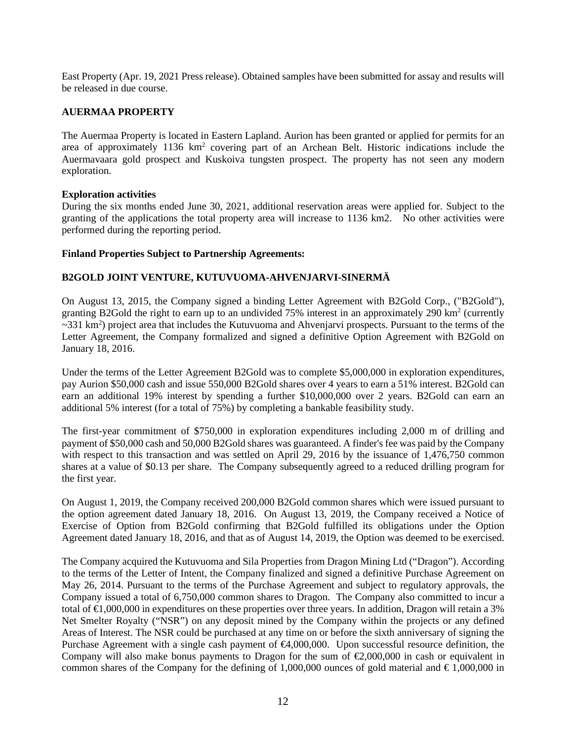East Property (Apr. 19, 2021 Press release). Obtained samples have been submitted for assay and results will be released in due course.

**AUERMAA PROPERTY**

The Auermaa Property is located in Eastern Lapland. Aurion has been granted or applied for permits for an area of approximately 1136 km$^2$ covering part of an Archean Belt. Historic indications include the Auermavaara gold prospect and Kuskoiva tungsten prospect. The property has not seen any modern exploration.

**Exploration activities**

During the six months ended June 30, 2021, additional reservation areas were applied for. Subject to the granting of the applications the total property area will increase to 1136 km2. No other activities were performed during the reporting period.

**Finland Properties Subject to Partnership Agreements:**

**B2GOLD JOINT VENTURE, KUTUVUOMA-AHVENJARVI-SINERMÄ**

On August 13, 2015, the Company signed a binding Letter Agreement with B2Gold Corp., ("B2Gold"), granting B2Gold the right to earn up to an undivided 75% interest in an approximately 290 km$^2$ (currently ~331 km$^2$) project area that includes the Kutuvuoma and Ahvenjarvi prospects. Pursuant to the terms of the Letter Agreement, the Company formalized and signed a definitive Option Agreement with B2Gold on January 18, 2016.

Under the terms of the Letter Agreement B2Gold was to complete $5,000,000 in exploration expenditures, pay Aurion $50,000 cash and issue 550,000 B2Gold shares over 4 years to earn a 51% interest. B2Gold can earn an additional 19% interest by spending a further $10,000,000 over 2 years. B2Gold can earn an additional 5% interest (for a total of 75%) by completing a bankable feasibility study.

The first-year commitment of $750,000 in exploration expenditures including 2,000 m of drilling and payment of $50,000 cash and 50,000 B2Gold shares was guaranteed. A finder's fee was paid by the Company with respect to this transaction and was settled on April 29, 2016 by the issuance of 1,476,750 common shares at a value of $0.13 per share. The Company subsequently agreed to a reduced drilling program for the first year.

On August 1, 2019, the Company received 200,000 B2Gold common shares which were issued pursuant to the option agreement dated January 18, 2016. On August 13, 2019, the Company received a Notice of Exercise of Option from B2Gold confirming that B2Gold fulfilled its obligations under the Option Agreement dated January 18, 2016, and that as of August 14, 2019, the Option was deemed to be exercised.

The Company acquired the Kutuvuoma and Sila Properties from Dragon Mining Ltd ("Dragon"). According to the terms of the Letter of Intent, the Company finalized and signed a definitive Purchase Agreement on May 26, 2014. Pursuant to the terms of the Purchase Agreement and subject to regulatory approvals, the Company issued a total of 6,750,000 common shares to Dragon. The Company also committed to incur a total of €1,000,000 in expenditures on these properties over three years. In addition, Dragon will retain a 3% Net Smelter Royalty ("NSR") on any deposit mined by the Company within the projects or any defined Areas of Interest. The NSR could be purchased at any time on or before the sixth anniversary of signing the Purchase Agreement with a single cash payment of €4,000,000. Upon successful resource definition, the Company will also make bonus payments to Dragon for the sum of €2,000,000 in cash or equivalent in common shares of the Company for the defining of 1,000,000 ounces of gold material and € 1,000,000 in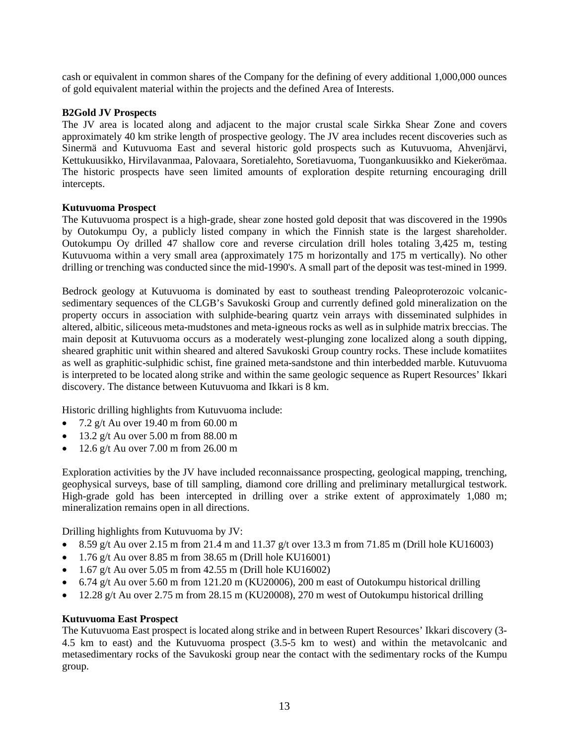cash or equivalent in common shares of the Company for the defining of every additional 1,000,000 ounces of gold equivalent material within the projects and the defined Area of Interests.

**B2Gold JV Prospects**

The JV area is located along and adjacent to the major crustal scale Sirkka Shear Zone and covers approximately 40 km strike length of prospective geology. The JV area includes recent discoveries such as Sinermä and Kutuvuoma East and several historic gold prospects such as Kutuvuoma, Ahvenjärvi, Kettukuusikko, Hirvilavanmaa, Palovaara, Soretialehto, Soretiavuoma, Tuongankuusikko and Kiekerömaa. The historic prospects have seen limited amounts of exploration despite returning encouraging drill intercepts.

**Kutuvuoma Prospect**

The Kutuvuoma prospect is a high-grade, shear zone hosted gold deposit that was discovered in the 1990s by Outokumpu Oy, a publicly listed company in which the Finnish state is the largest shareholder. Outokumpu Oy drilled 47 shallow core and reverse circulation drill holes totaling 3,425 m, testing Kutuvuoma within a very small area (approximately 175 m horizontally and 175 m vertically). No other drilling or trenching was conducted since the mid-1990's. A small part of the deposit was test-mined in 1999.

Bedrock geology at Kutuvuoma is dominated by east to southeast trending Paleoproterozoic volcanic-sedimentary sequences of the CLGB's Savukoski Group and currently defined gold mineralization on the property occurs in association with sulphide-bearing quartz vein arrays with disseminated sulphides in altered, albitic, siliceous meta-mudstones and meta-igneous rocks as well as in sulphide matrix breccias. The main deposit at Kutuvuoma occurs as a moderately west-plunging zone localized along a south dipping, sheared graphitic unit within sheared and altered Savukoski Group country rocks. These include komatiites as well as graphitic-sulphidic schist, fine grained meta-sandstone and thin interbedded marble. Kutuvuoma is interpreted to be located along strike and within the same geologic sequence as Rupert Resources' Ikkari discovery. The distance between Kutuvuoma and Ikkari is 8 km.

Historic drilling highlights from Kutuvuoma include:

- 7.2 g/t Au over 19.40 m from 60.00 m
- 13.2 g/t Au over 5.00 m from 88.00 m
- 12.6 g/t Au over 7.00 m from 26.00 m

Exploration activities by the JV have included reconnaissance prospecting, geological mapping, trenching, geophysical surveys, base of till sampling, diamond core drilling and preliminary metallurgical testwork. High-grade gold has been intercepted in drilling over a strike extent of approximately 1,080 m; mineralization remains open in all directions.

Drilling highlights from Kutuvuoma by JV:

- 8.59 g/t Au over 2.15 m from 21.4 m and 11.37 g/t over 13.3 m from 71.85 m (Drill hole KU16003)
- 1.76 g/t Au over 8.85 m from 38.65 m (Drill hole KU16001)
- 1.67 g/t Au over 5.05 m from 42.55 m (Drill hole KU16002)
- 6.74 g/t Au over 5.60 m from 121.20 m (KU20006), 200 m east of Outokumpu historical drilling
- 12.28 g/t Au over 2.75 m from 28.15 m (KU20008), 270 m west of Outokumpu historical drilling

**Kutuvuoma East Prospect**

The Kutuvuoma East prospect is located along strike and in between Rupert Resources' Ikkari discovery (3-4.5 km to east) and the Kutuvuoma prospect (3.5-5 km to west) and within the metavolcanic and metasedimentary rocks of the Savukoski group near the contact with the sedimentary rocks of the Kumpu group.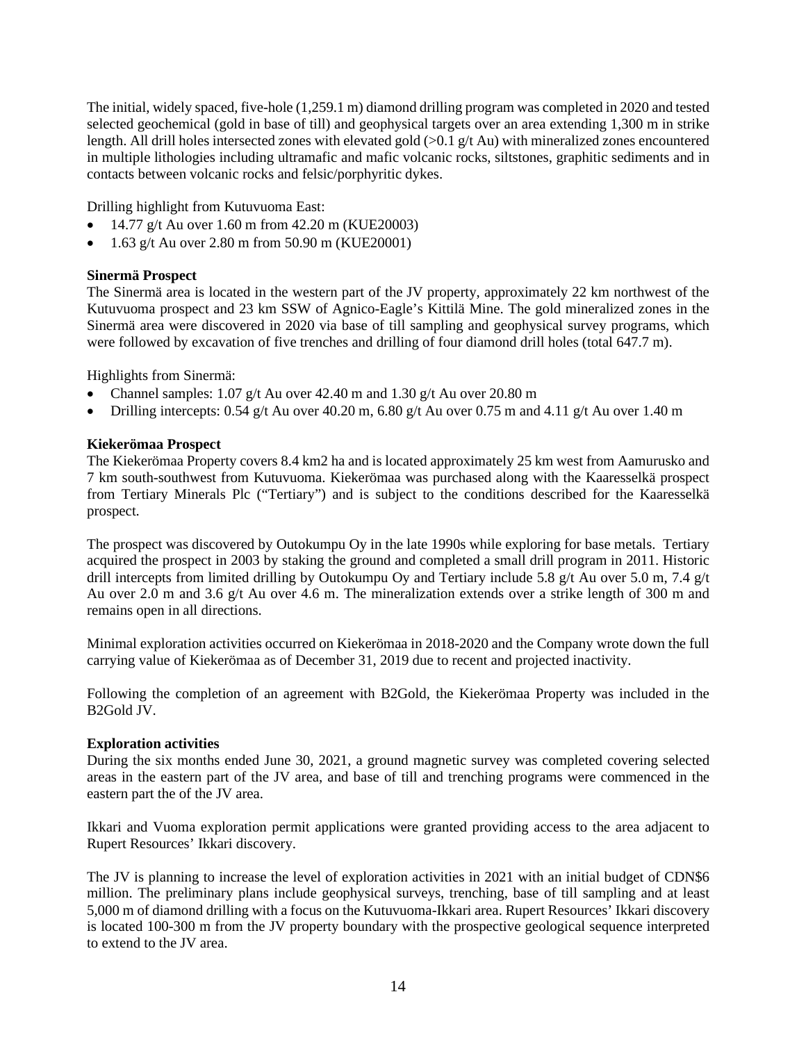The initial, widely spaced, five-hole (1,259.1 m) diamond drilling program was completed in 2020 and tested selected geochemical (gold in base of till) and geophysical targets over an area extending 1,300 m in strike length. All drill holes intersected zones with elevated gold (>0.1 g/t Au) with mineralized zones encountered in multiple lithologies including ultramafic and mafic volcanic rocks, siltstones, graphitic sediments and in contacts between volcanic rocks and felsic/porphyritic dykes.

Drilling highlight from Kutuvuoma East:

- 14.77 g/t Au over 1.60 m from 42.20 m (KUE20003)
- 1.63 g/t Au over 2.80 m from 50.90 m (KUE20001)

**Sinermä Prospect**

The Sinermä area is located in the western part of the JV property, approximately 22 km northwest of the Kutuvuoma prospect and 23 km SSW of Agnico-Eagle's Kittilä Mine. The gold mineralized zones in the Sinermä area were discovered in 2020 via base of till sampling and geophysical survey programs, which were followed by excavation of five trenches and drilling of four diamond drill holes (total 647.7 m).

Highlights from Sinermä:

- Channel samples: 1.07 g/t Au over 42.40 m and 1.30 g/t Au over 20.80 m
- Drilling intercepts: 0.54 g/t Au over 40.20 m, 6.80 g/t Au over 0.75 m and 4.11 g/t Au over 1.40 m

**Kiekerömaa Prospect**

The Kiekerömaa Property covers 8.4 km2 ha and is located approximately 25 km west from Aamurusko and 7 km south-southwest from Kutuvuoma. Kiekerömaa was purchased along with the Kaaresselkä prospect from Tertiary Minerals Plc ("Tertiary") and is subject to the conditions described for the Kaaresselkä prospect.

The prospect was discovered by Outokumpu Oy in the late 1990s while exploring for base metals. Tertiary acquired the prospect in 2003 by staking the ground and completed a small drill program in 2011. Historic drill intercepts from limited drilling by Outokumpu Oy and Tertiary include 5.8 g/t Au over 5.0 m, 7.4 g/t Au over 2.0 m and 3.6 g/t Au over 4.6 m. The mineralization extends over a strike length of 300 m and remains open in all directions.

Minimal exploration activities occurred on Kiekerömaa in 2018-2020 and the Company wrote down the full carrying value of Kiekerömaa as of December 31, 2019 due to recent and projected inactivity.

Following the completion of an agreement with B2Gold, the Kiekerömaa Property was included in the B2Gold JV.

**Exploration activities**

During the six months ended June 30, 2021, a ground magnetic survey was completed covering selected areas in the eastern part of the JV area, and base of till and trenching programs were commenced in the eastern part the of the JV area.

Ikkari and Vuoma exploration permit applications were granted providing access to the area adjacent to Rupert Resources' Ikkari discovery.

The JV is planning to increase the level of exploration activities in 2021 with an initial budget of CDN$6 million. The preliminary plans include geophysical surveys, trenching, base of till sampling and at least 5,000 m of diamond drilling with a focus on the Kutuvuoma-Ikkari area. Rupert Resources' Ikkari discovery is located 100-300 m from the JV property boundary with the prospective geological sequence interpreted to extend to the JV area.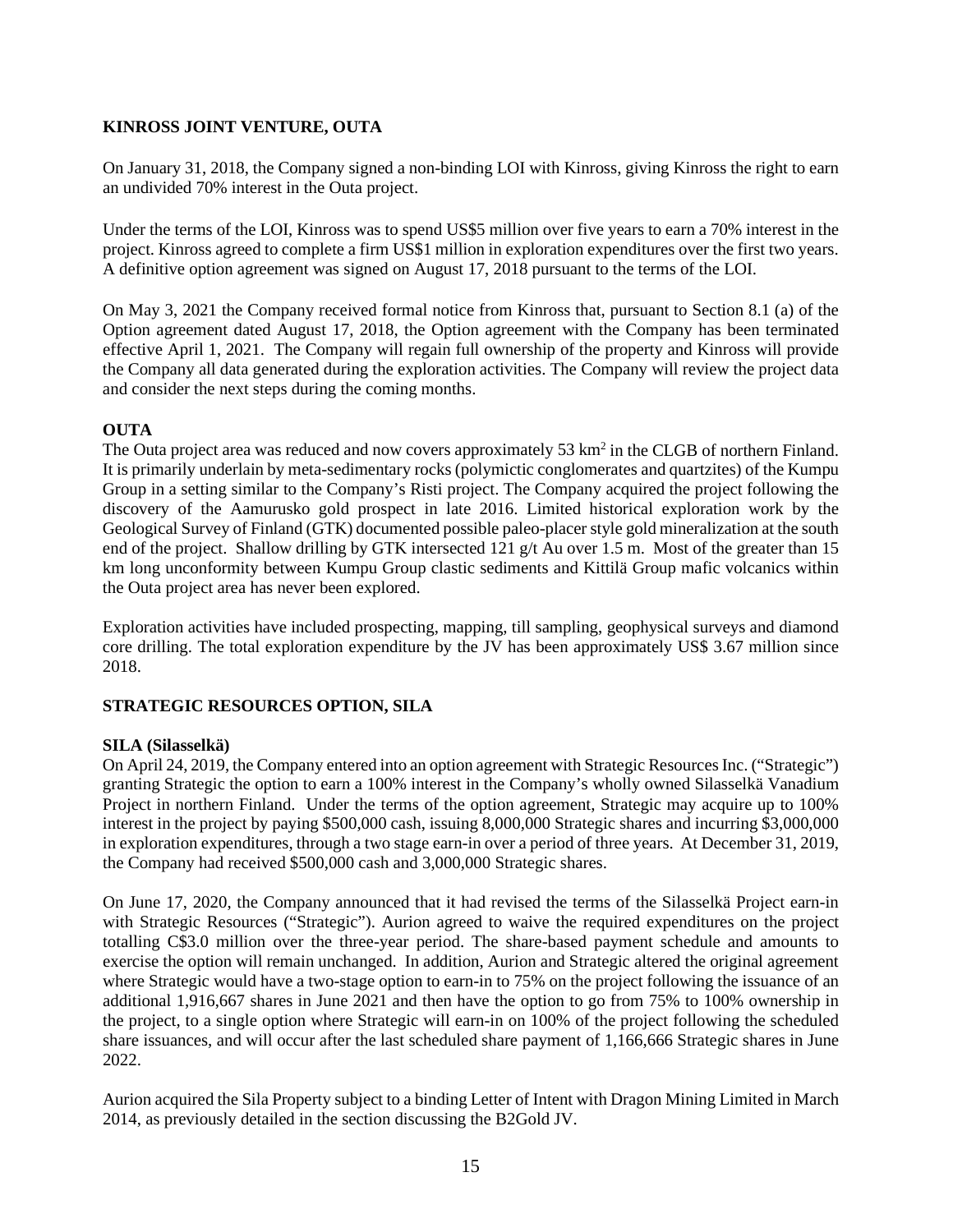**KINROSS JOINT VENTURE, OUTA**

On January 31, 2018, the Company signed a non-binding LOI with Kinross, giving Kinross the right to earn an undivided 70% interest in the Outa project.

Under the terms of the LOI, Kinross was to spend US$5 million over five years to earn a 70% interest in the project. Kinross agreed to complete a firm US$1 million in exploration expenditures over the first two years. A definitive option agreement was signed on August 17, 2018 pursuant to the terms of the LOI.

On May 3, 2021 the Company received formal notice from Kinross that, pursuant to Section 8.1 (a) of the Option agreement dated August 17, 2018, the Option agreement with the Company has been terminated effective April 1, 2021. The Company will regain full ownership of the property and Kinross will provide the Company all data generated during the exploration activities. The Company will review the project data and consider the next steps during the coming months.

**OUTA**

The Outa project area was reduced and now covers approximately 53 $km^2$ in the CLGB of northern Finland. It is primarily underlain by meta-sedimentary rocks (polymictic conglomerates and quartzites) of the Kumpu Group in a setting similar to the Company's Risti project. The Company acquired the project following the discovery of the Aamurusko gold prospect in late 2016. Limited historical exploration work by the Geological Survey of Finland (GTK) documented possible paleo-placer style gold mineralization at the south end of the project. Shallow drilling by GTK intersected 121 g/t Au over 1.5 m. Most of the greater than 15 km long unconformity between Kumpu Group clastic sediments and Kittilä Group mafic volcanics within the Outa project area has never been explored.

Exploration activities have included prospecting, mapping, till sampling, geophysical surveys and diamond core drilling. The total exploration expenditure by the JV has been approximately US$ 3.67 million since 2018.

**STRATEGIC RESOURCES OPTION, SILA**

**SILA (Silasselkä)**

On April 24, 2019, the Company entered into an option agreement with Strategic Resources Inc. ("Strategic") granting Strategic the option to earn a 100% interest in the Company's wholly owned Silasselkä Vanadium Project in northern Finland. Under the terms of the option agreement, Strategic may acquire up to 100% interest in the project by paying $500,000 cash, issuing 8,000,000 Strategic shares and incurring $3,000,000 in exploration expenditures, through a two stage earn-in over a period of three years. At December 31, 2019, the Company had received $500,000 cash and 3,000,000 Strategic shares.

On June 17, 2020, the Company announced that it had revised the terms of the Silasselkä Project earn-in with Strategic Resources ("Strategic"). Aurion agreed to waive the required expenditures on the project totalling C$3.0 million over the three-year period. The share-based payment schedule and amounts to exercise the option will remain unchanged. In addition, Aurion and Strategic altered the original agreement where Strategic would have a two-stage option to earn-in to 75% on the project following the issuance of an additional 1,916,667 shares in June 2021 and then have the option to go from 75% to 100% ownership in the project, to a single option where Strategic will earn-in on 100% of the project following the scheduled share issuances, and will occur after the last scheduled share payment of 1,166,666 Strategic shares in June 2022.

Aurion acquired the Sila Property subject to a binding Letter of Intent with Dragon Mining Limited in March 2014, as previously detailed in the section discussing the B2Gold JV.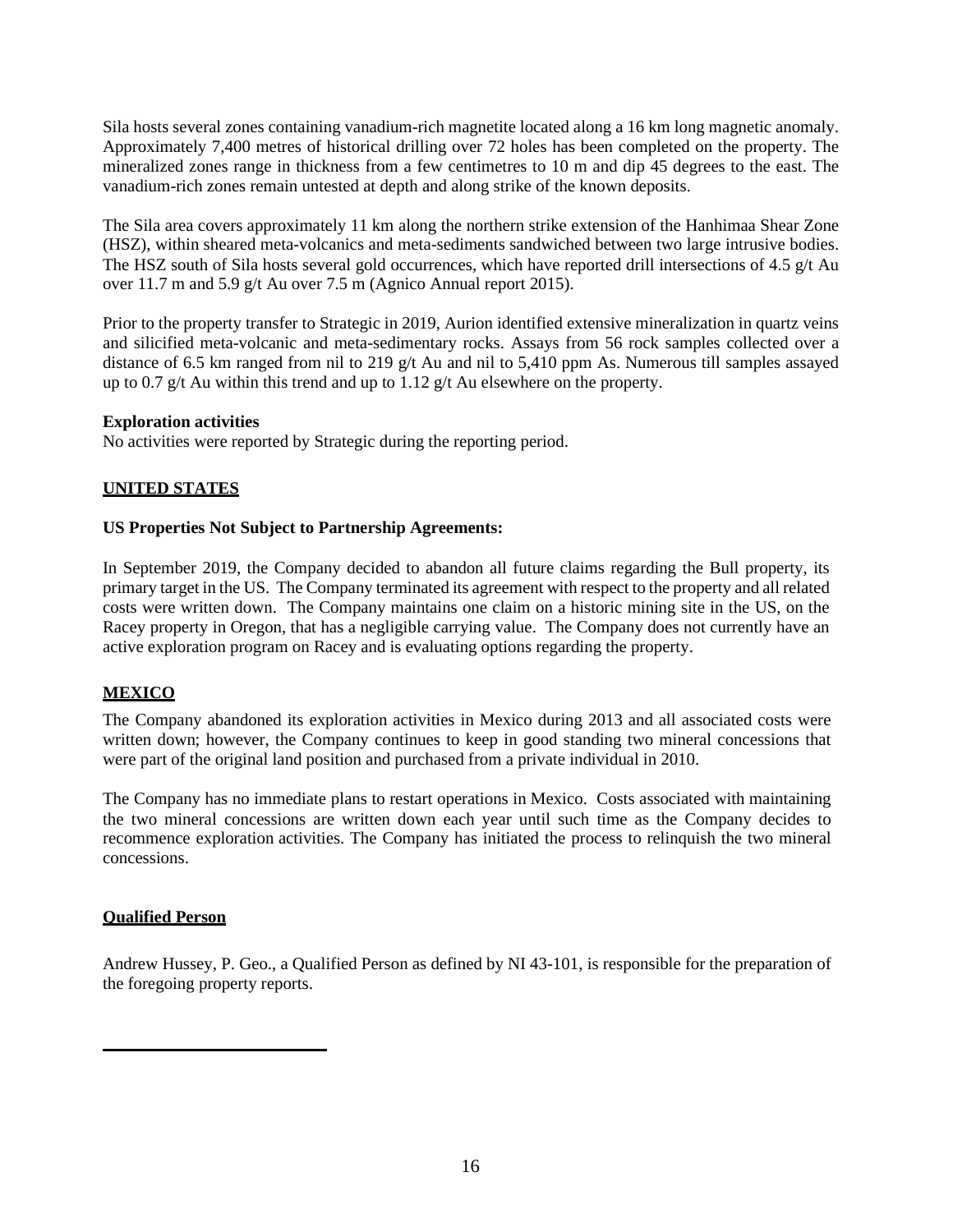Sila hosts several zones containing vanadium-rich magnetite located along a 16 km long magnetic anomaly. Approximately 7,400 metres of historical drilling over 72 holes has been completed on the property. The mineralized zones range in thickness from a few centimetres to 10 m and dip 45 degrees to the east. The vanadium-rich zones remain untested at depth and along strike of the known deposits.

The Sila area covers approximately 11 km along the northern strike extension of the Hanhimaa Shear Zone (HSZ), within sheared meta-volcanics and meta-sediments sandwiched between two large intrusive bodies. The HSZ south of Sila hosts several gold occurrences, which have reported drill intersections of 4.5 g/t Au over 11.7 m and 5.9 g/t Au over 7.5 m (Agnico Annual report 2015).

Prior to the property transfer to Strategic in 2019, Aurion identified extensive mineralization in quartz veins and silicified meta-volcanic and meta-sedimentary rocks. Assays from 56 rock samples collected over a distance of 6.5 km ranged from nil to 219 g/t Au and nil to 5,410 ppm As. Numerous till samples assayed up to 0.7 g/t Au within this trend and up to 1.12 g/t Au elsewhere on the property.

**Exploration activities**

No activities were reported by Strategic during the reporting period.

## UNITED STATES

**US Properties Not Subject to Partnership Agreements:**

In September 2019, the Company decided to abandon all future claims regarding the Bull property, its primary target in the US. The Company terminated its agreement with respect to the property and all related costs were written down. The Company maintains one claim on a historic mining site in the US, on the Racey property in Oregon, that has a negligible carrying value. The Company does not currently have an active exploration program on Racey and is evaluating options regarding the property.

## MEXICO

The Company abandoned its exploration activities in Mexico during 2013 and all associated costs were written down; however, the Company continues to keep in good standing two mineral concessions that were part of the original land position and purchased from a private individual in 2010.

The Company has no immediate plans to restart operations in Mexico. Costs associated with maintaining the two mineral concessions are written down each year until such time as the Company decides to recommence exploration activities. The Company has initiated the process to relinquish the two mineral concessions.

## Qualified Person

Andrew Hussey, P. Geo., a Qualified Person as defined by NI 43-101, is responsible for the preparation of the foregoing property reports.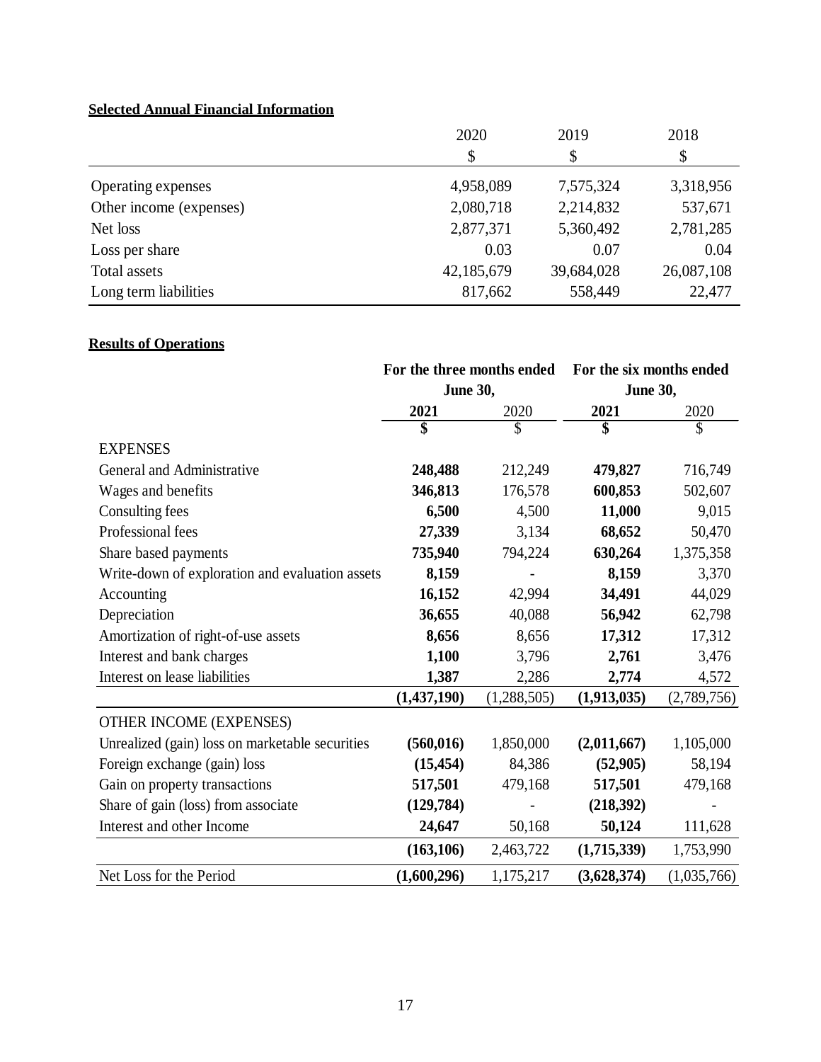**Selected Annual Financial Information**

| | 2020 | 2019 | 2018 |
|---|---|---|---|
| | $ | $ | $ |
| Operating expenses | 4,958,089 | 7,575,324 | 3,318,956 |
| Other income (expenses) | 2,080,718 | 2,214,832 | 537,671 |
| Net loss | 2,877,371 | 5,360,492 | 2,781,285 |
| Loss per share | 0.03 | 0.07 | 0.04 |
| Total assets | 42,185,679 | 39,684,028 | 26,087,108 |
| Long term liabilities | 817,662 | 558,449 | 22,477 |

**Results of Operations**

| | For the three months ended June 30, | | For the six months ended June 30, | |
|---|---|---|---|---|
| | **2021** | 2020 | **2021** | 2020 |
| | **$** | $ | **$** | $ |
| EXPENSES | | | | |
| General and Administrative | **248,488** | 212,249 | **479,827** | 716,749 |
| Wages and benefits | **346,813** | 176,578 | **600,853** | 502,607 |
| Consulting fees | **6,500** | 4,500 | **11,000** | 9,015 |
| Professional fees | **27,339** | 3,134 | **68,652** | 50,470 |
| Share based payments | **735,940** | 794,224 | **630,264** | 1,375,358 |
| Write-down of exploration and evaluation assets | **8,159** | - | **8,159** | 3,370 |
| Accounting | **16,152** | 42,994 | **34,491** | 44,029 |
| Depreciation | **36,655** | 40,088 | **56,942** | 62,798 |
| Amortization of right-of-use assets | **8,656** | 8,656 | **17,312** | 17,312 |
| Interest and bank charges | **1,100** | 3,796 | **2,761** | 3,476 |
| Interest on lease liabilities | **1,387** | 2,286 | **2,774** | 4,572 |
| | **(1,437,190)** | (1,288,505) | **(1,913,035)** | (2,789,756) |
| OTHER INCOME (EXPENSES) | | | | |
| Unrealized (gain) loss on marketable securities | **(560,016)** | 1,850,000 | **(2,011,667)** | 1,105,000 |
| Foreign exchange (gain) loss | **(15,454)** | 84,386 | **(52,905)** | 58,194 |
| Gain on property transactions | **517,501** | 479,168 | **517,501** | 479,168 |
| Share of gain (loss) from associate | **(129,784)** | - | **(218,392)** | - |
| Interest and other Income | **24,647** | 50,168 | **50,124** | 111,628 |
| | **(163,106)** | 2,463,722 | **(1,715,339)** | 1,753,990 |
| Net Loss for the Period | **(1,600,296)** | 1,175,217 | **(3,628,374)** | (1,035,766) |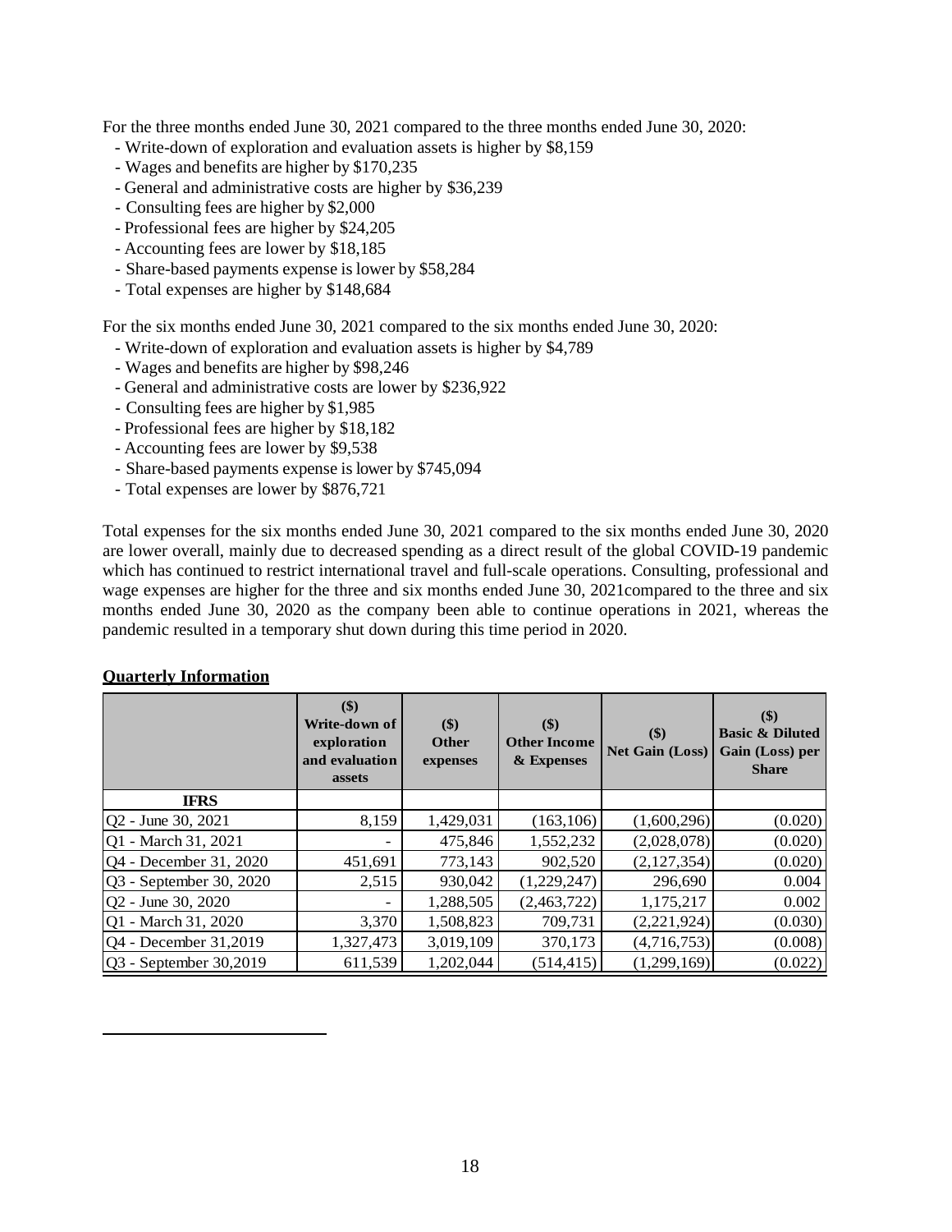For the three months ended June 30, 2021 compared to the three months ended June 30, 2020:

- Write-down of exploration and evaluation assets is higher by $8,159
- Wages and benefits are higher by $170,235
- General and administrative costs are higher by $36,239
- Consulting fees are higher by $2,000
- Professional fees are higher by $24,205
- Accounting fees are lower by $18,185
- Share-based payments expense is lower by $58,284
- Total expenses are higher by $148,684

For the six months ended June 30, 2021 compared to the six months ended June 30, 2020:

- Write-down of exploration and evaluation assets is higher by $4,789
- Wages and benefits are higher by $98,246
- General and administrative costs are lower by $236,922
- Consulting fees are higher by $1,985
- Professional fees are higher by $18,182
- Accounting fees are lower by $9,538
- Share-based payments expense is lower by $745,094
- Total expenses are lower by $876,721

Total expenses for the six months ended June 30, 2021 compared to the six months ended June 30, 2020 are lower overall, mainly due to decreased spending as a direct result of the global COVID-19 pandemic which has continued to restrict international travel and full-scale operations. Consulting, professional and wage expenses are higher for the three and six months ended June 30, 2021compared to the three and six months ended June 30, 2020 as the company been able to continue operations in 2021, whereas the pandemic resulted in a temporary shut down during this time period in 2020.

**Quarterly Information**

| | ($) Write-down of exploration and evaluation assets | ($) Other expenses | ($) Other Income & Expenses | ($) Net Gain (Loss) | ($) Basic & Diluted Gain (Loss) per Share |
|---|---|---|---|---|---|
| **IFRS** | | | | | |
| Q2 - June 30, 2021 | 8,159 | 1,429,031 | (163,106) | (1,600,296) | (0.020) |
| Q1 - March 31, 2021 | - | 475,846 | 1,552,232 | (2,028,078) | (0.020) |
| Q4 - December 31, 2020 | 451,691 | 773,143 | 902,520 | (2,127,354) | (0.020) |
| Q3 - September 30, 2020 | 2,515 | 930,042 | (1,229,247) | 296,690 | 0.004 |
| Q2 - June 30, 2020 | - | 1,288,505 | (2,463,722) | 1,175,217 | 0.002 |
| Q1 - March 31, 2020 | 3,370 | 1,508,823 | 709,731 | (2,221,924) | (0.030) |
| Q4 - December 31,2019 | 1,327,473 | 3,019,109 | 370,173 | (4,716,753) | (0.008) |
| Q3 - September 30,2019 | 611,539 | 1,202,044 | (514,415) | (1,299,169) | (0.022) |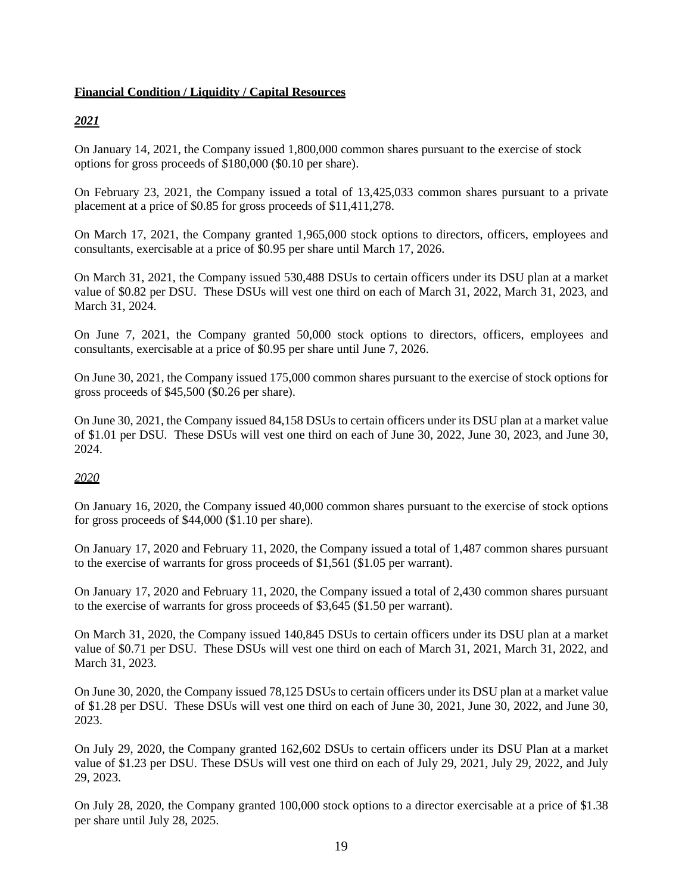**Financial Condition / Liquidity / Capital Resources**

***2021***

On January 14, 2021, the Company issued 1,800,000 common shares pursuant to the exercise of stock options for gross proceeds of $180,000 ($0.10 per share).

On February 23, 2021, the Company issued a total of 13,425,033 common shares pursuant to a private placement at a price of $0.85 for gross proceeds of $11,411,278.

On March 17, 2021, the Company granted 1,965,000 stock options to directors, officers, employees and consultants, exercisable at a price of $0.95 per share until March 17, 2026.

On March 31, 2021, the Company issued 530,488 DSUs to certain officers under its DSU plan at a market value of $0.82 per DSU. These DSUs will vest one third on each of March 31, 2022, March 31, 2023, and March 31, 2024.

On June 7, 2021, the Company granted 50,000 stock options to directors, officers, employees and consultants, exercisable at a price of $0.95 per share until June 7, 2026.

On June 30, 2021, the Company issued 175,000 common shares pursuant to the exercise of stock options for gross proceeds of $45,500 ($0.26 per share).

On June 30, 2021, the Company issued 84,158 DSUs to certain officers under its DSU plan at a market value of $1.01 per DSU. These DSUs will vest one third on each of June 30, 2022, June 30, 2023, and June 30, 2024.

*2020*

On January 16, 2020, the Company issued 40,000 common shares pursuant to the exercise of stock options for gross proceeds of $44,000 ($1.10 per share).

On January 17, 2020 and February 11, 2020, the Company issued a total of 1,487 common shares pursuant to the exercise of warrants for gross proceeds of $1,561 ($1.05 per warrant).

On January 17, 2020 and February 11, 2020, the Company issued a total of 2,430 common shares pursuant to the exercise of warrants for gross proceeds of $3,645 ($1.50 per warrant).

On March 31, 2020, the Company issued 140,845 DSUs to certain officers under its DSU plan at a market value of $0.71 per DSU. These DSUs will vest one third on each of March 31, 2021, March 31, 2022, and March 31, 2023.

On June 30, 2020, the Company issued 78,125 DSUs to certain officers under its DSU plan at a market value of $1.28 per DSU. These DSUs will vest one third on each of June 30, 2021, June 30, 2022, and June 30, 2023.

On July 29, 2020, the Company granted 162,602 DSUs to certain officers under its DSU Plan at a market value of $1.23 per DSU. These DSUs will vest one third on each of July 29, 2021, July 29, 2022, and July 29, 2023.

On July 28, 2020, the Company granted 100,000 stock options to a director exercisable at a price of $1.38 per share until July 28, 2025.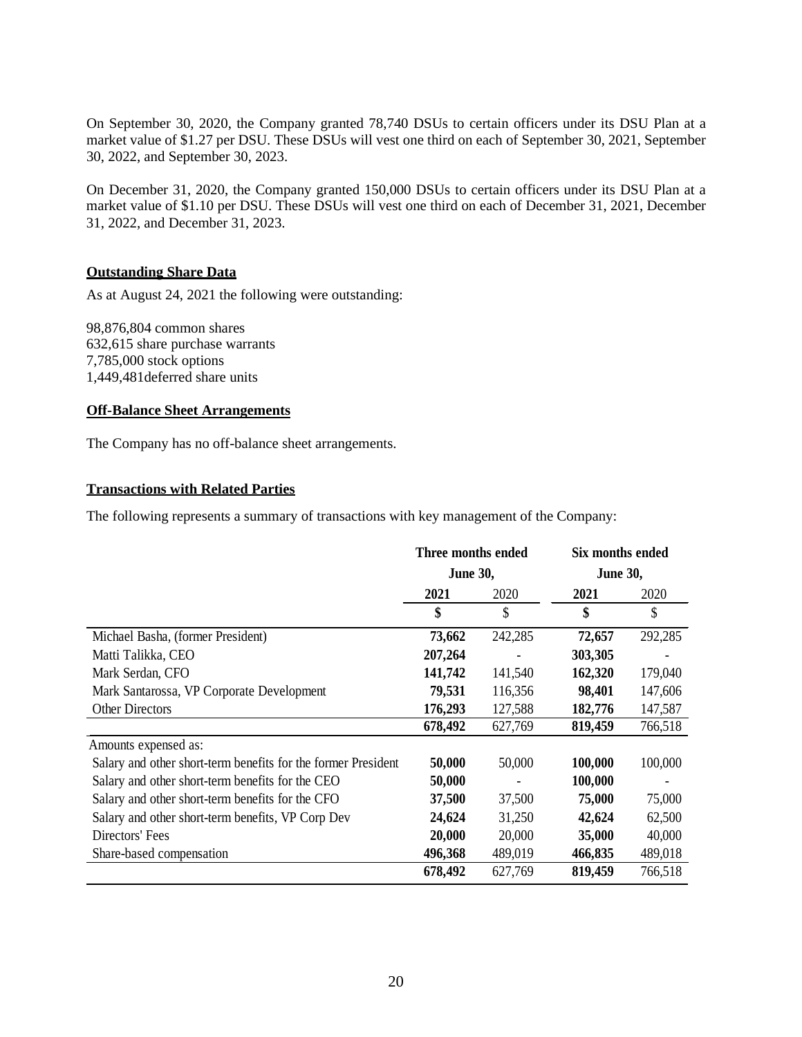On September 30, 2020, the Company granted 78,740 DSUs to certain officers under its DSU Plan at a market value of $1.27 per DSU. These DSUs will vest one third on each of September 30, 2021, September 30, 2022, and September 30, 2023.

On December 31, 2020, the Company granted 150,000 DSUs to certain officers under its DSU Plan at a market value of $1.10 per DSU. These DSUs will vest one third on each of December 31, 2021, December 31, 2022, and December 31, 2023.

**Outstanding Share Data**

As at August 24, 2021 the following were outstanding:

98,876,804 common shares
632,615 share purchase warrants
7,785,000 stock options
1,449,481deferred share units

**Off-Balance Sheet Arrangements**

The Company has no off-balance sheet arrangements.

**Transactions with Related Parties**

The following represents a summary of transactions with key management of the Company:

| | **Three months ended June 30,** | | **Six months ended June 30,** | |
|---|---|---|---|---|
| | **2021** | 2020 | **2021** | 2020 |
| | **$** | $ | **$** | $ |
| Michael Basha, (former President) | **73,662** | 242,285 | **72,657** | 292,285 |
| Matti Talikka, CEO | **207,264** | - | **303,305** | - |
| Mark Serdan, CFO | **141,742** | 141,540 | **162,320** | 179,040 |
| Mark Santarossa, VP Corporate Development | **79,531** | 116,356 | **98,401** | 147,606 |
| Other Directors | **176,293** | 127,588 | **182,776** | 147,587 |
| | **678,492** | 627,769 | **819,459** | 766,518 |
| Amounts expensed as: | | | | |
| Salary and other short-term benefits for the former President | **50,000** | 50,000 | **100,000** | 100,000 |
| Salary and other short-term benefits for the CEO | **50,000** | - | **100,000** | - |
| Salary and other short-term benefits for the CFO | **37,500** | 37,500 | **75,000** | 75,000 |
| Salary and other short-term benefits, VP Corp Dev | **24,624** | 31,250 | **42,624** | 62,500 |
| Directors' Fees | **20,000** | 20,000 | **35,000** | 40,000 |
| Share-based compensation | **496,368** | 489,019 | **466,835** | 489,018 |
| | **678,492** | 627,769 | **819,459** | 766,518 |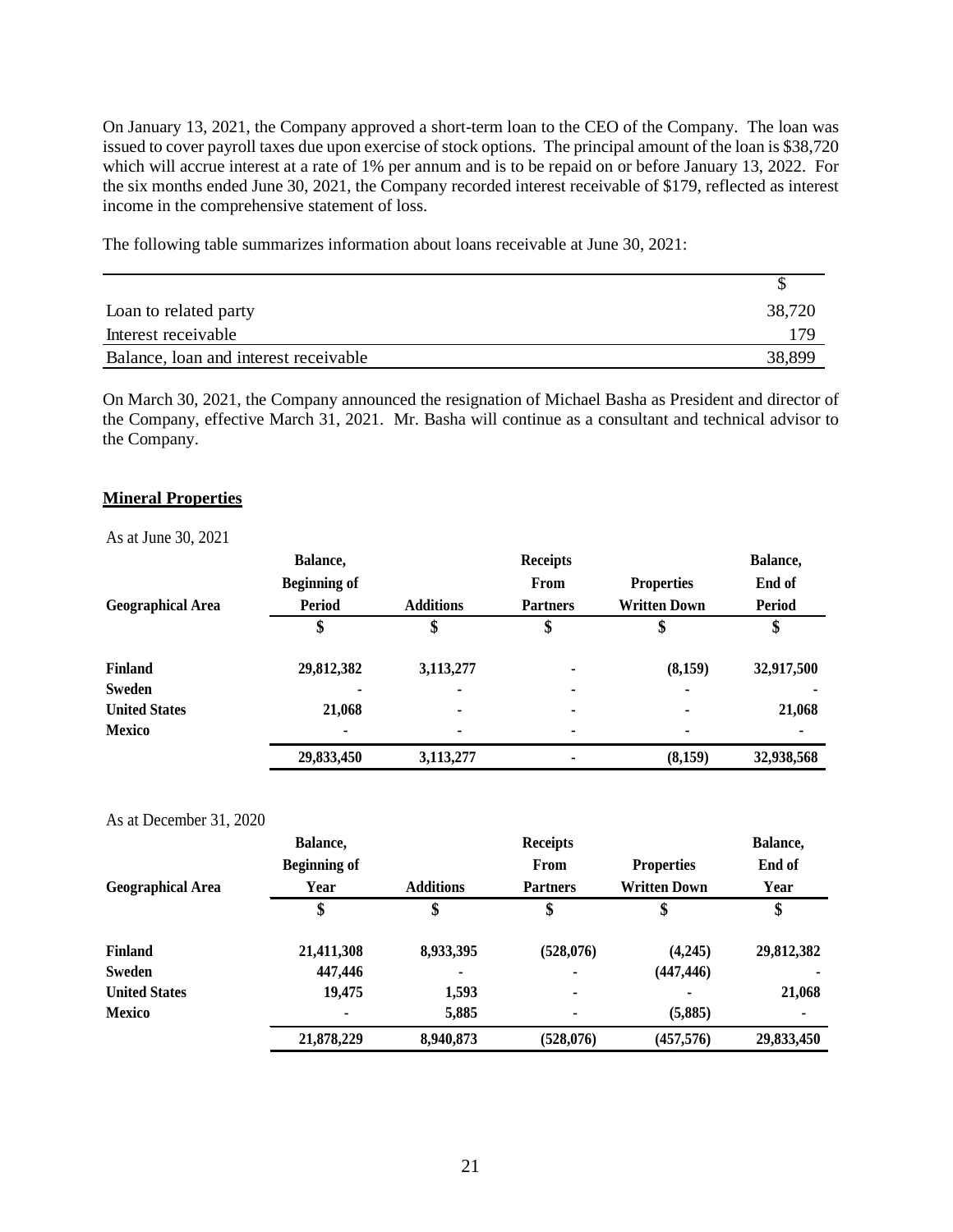On January 13, 2021, the Company approved a short-term loan to the CEO of the Company. The loan was issued to cover payroll taxes due upon exercise of stock options. The principal amount of the loan is $38,720 which will accrue interest at a rate of 1% per annum and is to be repaid on or before January 13, 2022. For the six months ended June 30, 2021, the Company recorded interest receivable of $179, reflected as interest income in the comprehensive statement of loss.

The following table summarizes information about loans receivable at June 30, 2021:

| | $ |
|---|---|
| Loan to related party | 38,720 |
| Interest receivable | 179 |
| Balance, loan and interest receivable | 38,899 |

On March 30, 2021, the Company announced the resignation of Michael Basha as President and director of the Company, effective March 31, 2021. Mr. Basha will continue as a consultant and technical advisor to the Company.

## **Mineral Properties**

As at June 30, 2021

| Geographical Area | Balance, Beginning of Period | Additions | Receipts From Partners | Properties Written Down | Balance, End of Period |
|---|---|---|---|---|---|
| | $ | $ | $ | $ | $ |
| **Finland** | **29,812,382** | **3,113,277** | **-** | **(8,159)** | **32,917,500** |
| **Sweden** | **-** | **-** | **-** | **-** | **-** |
| **United States** | **21,068** | **-** | **-** | **-** | **21,068** |
| **Mexico** | **-** | **-** | **-** | **-** | **-** |
| | **29,833,450** | **3,113,277** | **-** | **(8,159)** | **32,938,568** |

As at December 31, 2020

| Geographical Area | Balance, Beginning of Year | Additions | Receipts From Partners | Properties Written Down | Balance, End of Year |
|---|---|---|---|---|---|
| | $ | $ | $ | $ | $ |
| **Finland** | **21,411,308** | **8,933,395** | **(528,076)** | **(4,245)** | **29,812,382** |
| **Sweden** | **447,446** | **-** | **-** | **(447,446)** | **-** |
| **United States** | **19,475** | **1,593** | **-** | **-** | **21,068** |
| **Mexico** | **-** | **5,885** | **-** | **(5,885)** | **-** |
| | **21,878,229** | **8,940,873** | **(528,076)** | **(457,576)** | **29,833,450** |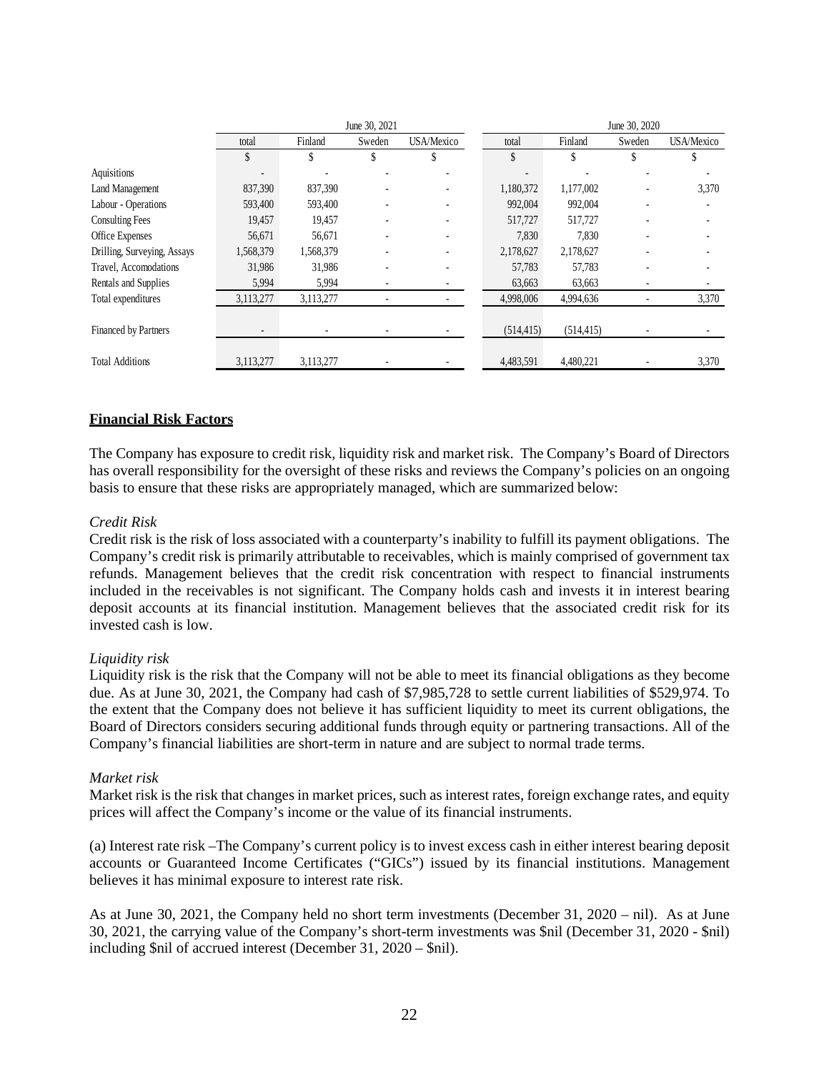| | June 30, 2021 | | | | June 30, 2020 | | | |
|---|---|---|---|---|---|---|---|---|
| | total | Finland | Sweden | USA/Mexico | total | Finland | Sweden | USA/Mexico |
| | $ | $ | $ | $ | $ | $ | $ | $ |
| Aquisitions | - | - | - | - | - | - | - | - |
| Land Management | 837,390 | 837,390 | - | - | 1,180,372 | 1,177,002 | - | 3,370 |
| Labour - Operations | 593,400 | 593,400 | - | - | 992,004 | 992,004 | - | - |
| Consulting Fees | 19,457 | 19,457 | - | - | 517,727 | 517,727 | - | - |
| Office Expenses | 56,671 | 56,671 | - | - | 7,830 | 7,830 | - | - |
| Drilling, Surveying, Assays | 1,568,379 | 1,568,379 | - | - | 2,178,627 | 2,178,627 | - | - |
| Travel, Accomodations | 31,986 | 31,986 | - | - | 57,783 | 57,783 | - | - |
| Rentals and Supplies | 5,994 | 5,994 | - | - | 63,663 | 63,663 | - | - |
| Total expenditures | 3,113,277 | 3,113,277 | - | - | 4,998,006 | 4,994,636 | - | 3,370 |
| Financed by Partners | - | - | - | - | (514,415) | (514,415) | - | - |
| Total Additions | 3,113,277 | 3,113,277 | - | - | 4,483,591 | 4,480,221 | - | 3,370 |

## **Financial Risk Factors**

The Company has exposure to credit risk, liquidity risk and market risk. The Company's Board of Directors has overall responsibility for the oversight of these risks and reviews the Company's policies on an ongoing basis to ensure that these risks are appropriately managed, which are summarized below:

*Credit Risk*

Credit risk is the risk of loss associated with a counterparty's inability to fulfill its payment obligations. The Company's credit risk is primarily attributable to receivables, which is mainly comprised of government tax refunds. Management believes that the credit risk concentration with respect to financial instruments included in the receivables is not significant. The Company holds cash and invests it in interest bearing deposit accounts at its financial institution. Management believes that the associated credit risk for its invested cash is low.

*Liquidity risk*

Liquidity risk is the risk that the Company will not be able to meet its financial obligations as they become due. As at June 30, 2021, the Company had cash of $7,985,728 to settle current liabilities of $529,974. To the extent that the Company does not believe it has sufficient liquidity to meet its current obligations, the Board of Directors considers securing additional funds through equity or partnering transactions. All of the Company's financial liabilities are short-term in nature and are subject to normal trade terms.

*Market risk*

Market risk is the risk that changes in market prices, such as interest rates, foreign exchange rates, and equity prices will affect the Company's income or the value of its financial instruments.

(a) Interest rate risk –The Company's current policy is to invest excess cash in either interest bearing deposit accounts or Guaranteed Income Certificates ("GICs") issued by its financial institutions. Management believes it has minimal exposure to interest rate risk.

As at June 30, 2021, the Company held no short term investments (December 31, 2020 – nil). As at June 30, 2021, the carrying value of the Company's short-term investments was $nil (December 31, 2020 - $nil) including $nil of accrued interest (December 31, 2020 – $nil).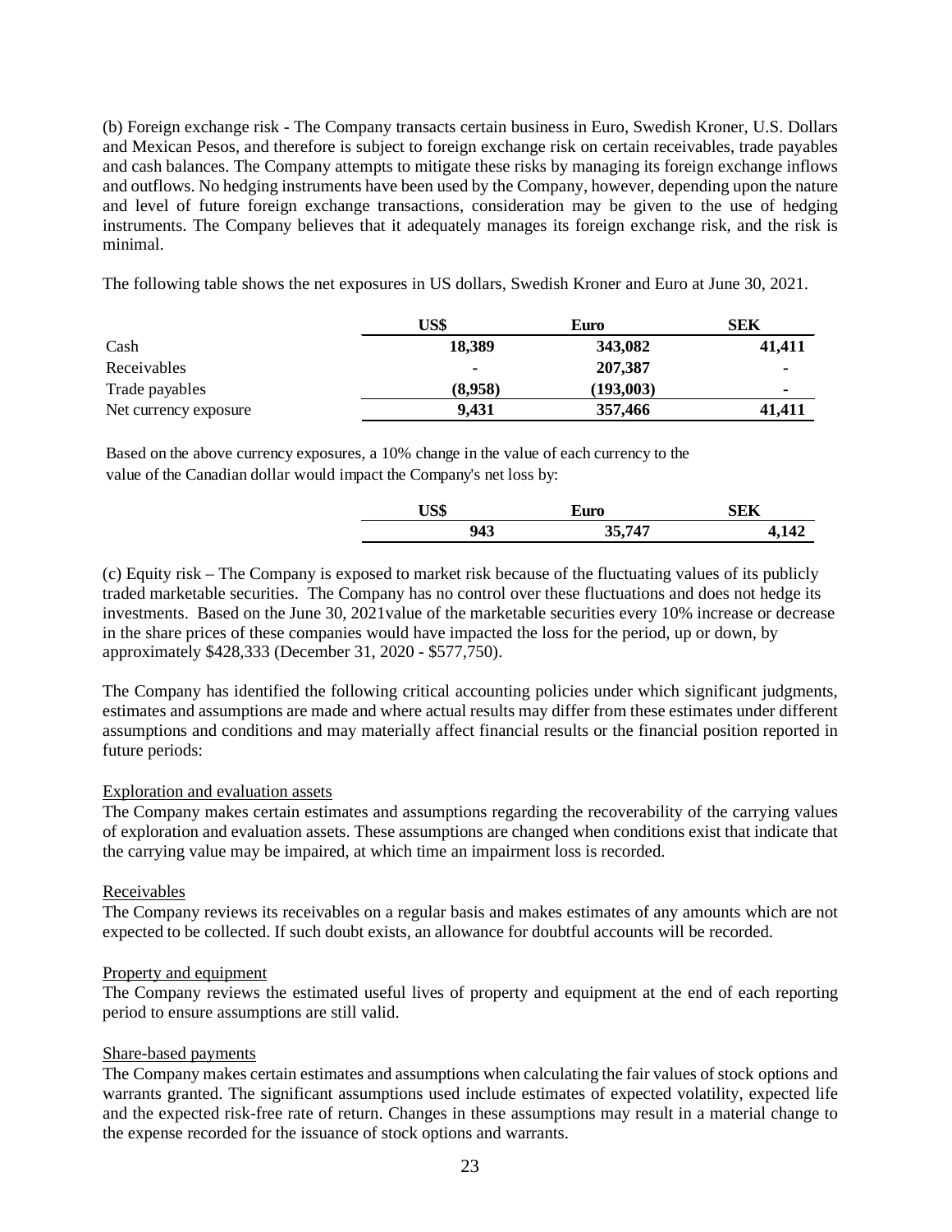(b) Foreign exchange risk - The Company transacts certain business in Euro, Swedish Kroner, U.S. Dollars and Mexican Pesos, and therefore is subject to foreign exchange risk on certain receivables, trade payables and cash balances. The Company attempts to mitigate these risks by managing its foreign exchange inflows and outflows. No hedging instruments have been used by the Company, however, depending upon the nature and level of future foreign exchange transactions, consideration may be given to the use of hedging instruments. The Company believes that it adequately manages its foreign exchange risk, and the risk is minimal.

The following table shows the net exposures in US dollars, Swedish Kroner and Euro at June 30, 2021.

| | US$ | Euro | SEK |
|---|---|---|---|
| Cash | **18,389** | **343,082** | **41,411** |
| Receivables | **-** | **207,387** | **-** |
| Trade payables | **(8,958)** | **(193,003)** | **-** |
| Net currency exposure | **9,431** | **357,466** | **41,411** |

Based on the above currency exposures, a 10% change in the value of each currency to the value of the Canadian dollar would impact the Company's net loss by:

| US$ | Euro | SEK |
|---|---|---|
| **943** | **35,747** | **4,142** |

(c) Equity risk – The Company is exposed to market risk because of the fluctuating values of its publicly traded marketable securities. The Company has no control over these fluctuations and does not hedge its investments. Based on the June 30, 2021value of the marketable securities every 10% increase or decrease in the share prices of these companies would have impacted the loss for the period, up or down, by approximately $428,333 (December 31, 2020 - $577,750).

The Company has identified the following critical accounting policies under which significant judgments, estimates and assumptions are made and where actual results may differ from these estimates under different assumptions and conditions and may materially affect financial results or the financial position reported in future periods:

Exploration and evaluation assets

The Company makes certain estimates and assumptions regarding the recoverability of the carrying values of exploration and evaluation assets. These assumptions are changed when conditions exist that indicate that the carrying value may be impaired, at which time an impairment loss is recorded.

Receivables

The Company reviews its receivables on a regular basis and makes estimates of any amounts which are not expected to be collected. If such doubt exists, an allowance for doubtful accounts will be recorded.

Property and equipment

The Company reviews the estimated useful lives of property and equipment at the end of each reporting period to ensure assumptions are still valid.

Share-based payments

The Company makes certain estimates and assumptions when calculating the fair values of stock options and warrants granted. The significant assumptions used include estimates of expected volatility, expected life and the expected risk-free rate of return. Changes in these assumptions may result in a material change to the expense recorded for the issuance of stock options and warrants.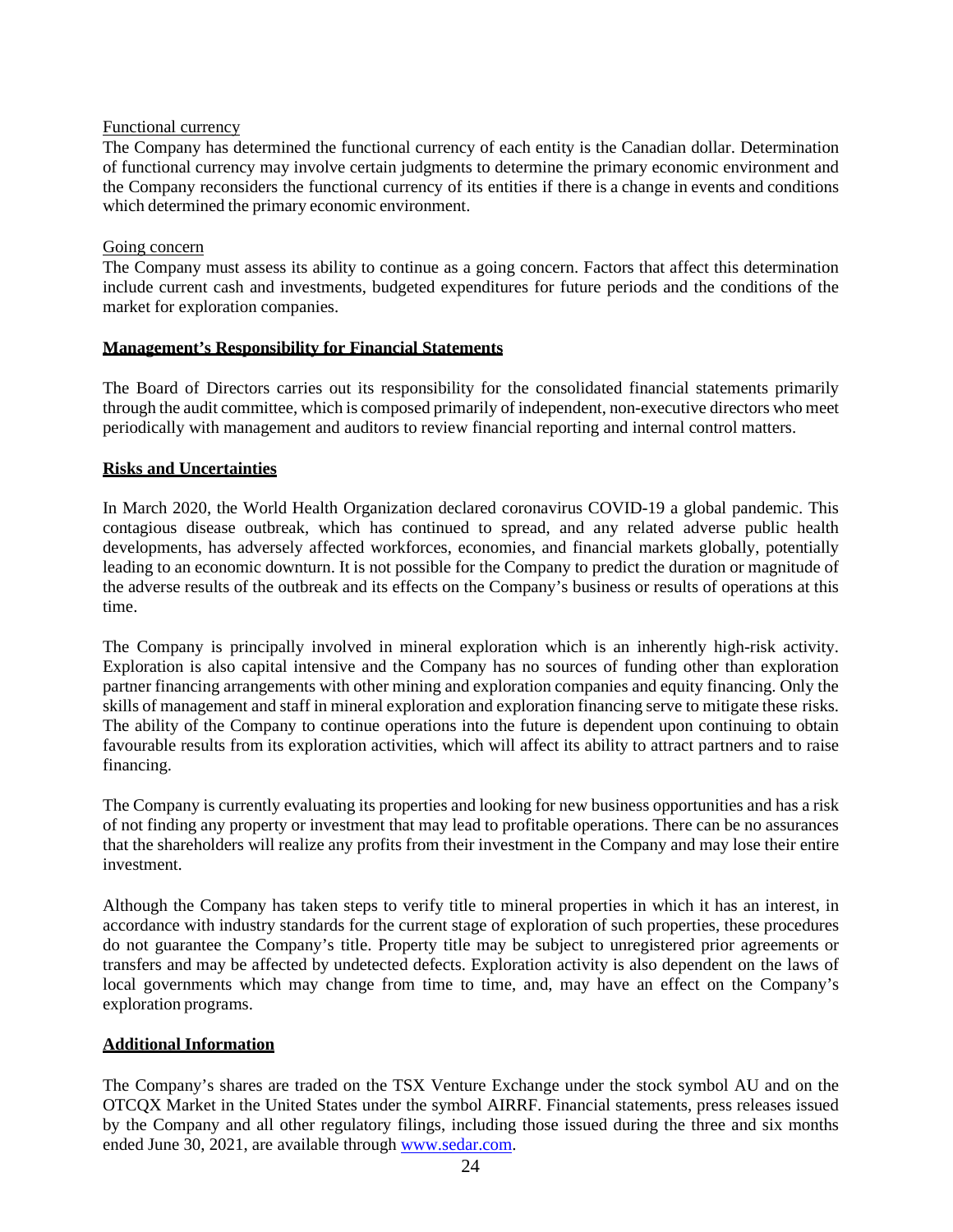Functional currency

The Company has determined the functional currency of each entity is the Canadian dollar. Determination of functional currency may involve certain judgments to determine the primary economic environment and the Company reconsiders the functional currency of its entities if there is a change in events and conditions which determined the primary economic environment.

Going concern

The Company must assess its ability to continue as a going concern. Factors that affect this determination include current cash and investments, budgeted expenditures for future periods and the conditions of the market for exploration companies.

## Management's Responsibility for Financial Statements

The Board of Directors carries out its responsibility for the consolidated financial statements primarily through the audit committee, which is composed primarily of independent, non-executive directors who meet periodically with management and auditors to review financial reporting and internal control matters.

## Risks and Uncertainties

In March 2020, the World Health Organization declared coronavirus COVID-19 a global pandemic. This contagious disease outbreak, which has continued to spread, and any related adverse public health developments, has adversely affected workforces, economies, and financial markets globally, potentially leading to an economic downturn. It is not possible for the Company to predict the duration or magnitude of the adverse results of the outbreak and its effects on the Company's business or results of operations at this time.

The Company is principally involved in mineral exploration which is an inherently high-risk activity. Exploration is also capital intensive and the Company has no sources of funding other than exploration partner financing arrangements with other mining and exploration companies and equity financing. Only the skills of management and staff in mineral exploration and exploration financing serve to mitigate these risks. The ability of the Company to continue operations into the future is dependent upon continuing to obtain favourable results from its exploration activities, which will affect its ability to attract partners and to raise financing.

The Company is currently evaluating its properties and looking for new business opportunities and has a risk of not finding any property or investment that may lead to profitable operations. There can be no assurances that the shareholders will realize any profits from their investment in the Company and may lose their entire investment.

Although the Company has taken steps to verify title to mineral properties in which it has an interest, in accordance with industry standards for the current stage of exploration of such properties, these procedures do not guarantee the Company's title. Property title may be subject to unregistered prior agreements or transfers and may be affected by undetected defects. Exploration activity is also dependent on the laws of local governments which may change from time to time, and, may have an effect on the Company's exploration programs.

## Additional Information

The Company's shares are traded on the TSX Venture Exchange under the stock symbol AU and on the OTCQX Market in the United States under the symbol AIRRF. Financial statements, press releases issued by the Company and all other regulatory filings, including those issued during the three and six months ended June 30, 2021, are available through [www.sedar.com](http://www.sedar.com).